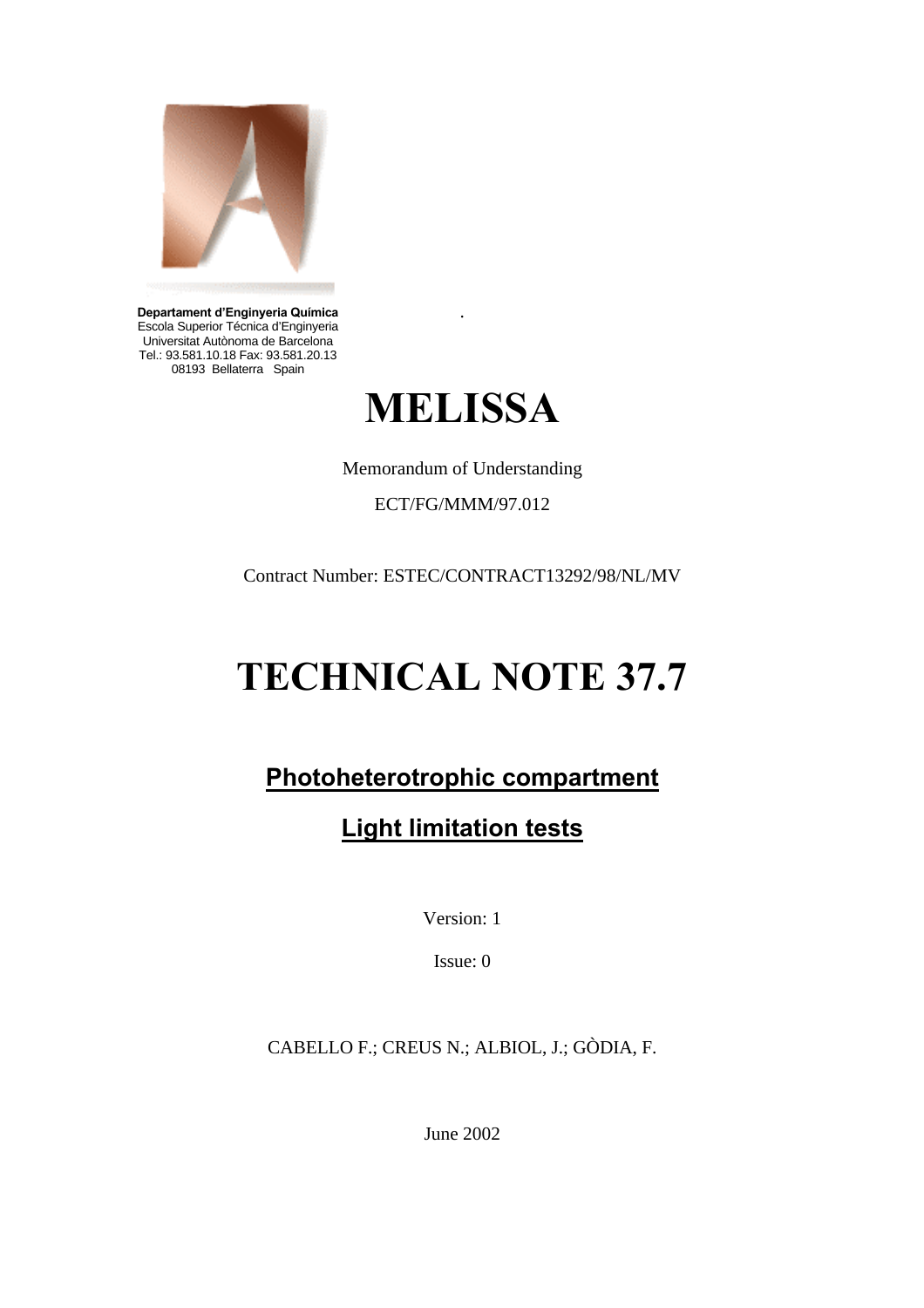**Departament d'Enginyeria Química**
Escola Superior Técnica d'Enginyeria
Universitat Autònoma de Barcelona
Tel.: 93.581.10.18 Fax: 93.581.20.13
08193 Bellaterra Spain

# MELISSA

Memorandum of Understanding

ECT/FG/MMM/97.012

Contract Number: ESTEC/CONTRACT13292/98/NL/MV

# TECHNICAL NOTE 37.7

## Photoheterotrophic compartment

## Light limitation tests

Version: 1

Issue: 0

CABELLO F.; CREUS N.; ALBIOL, J.; GÒDIA, F.

June 2002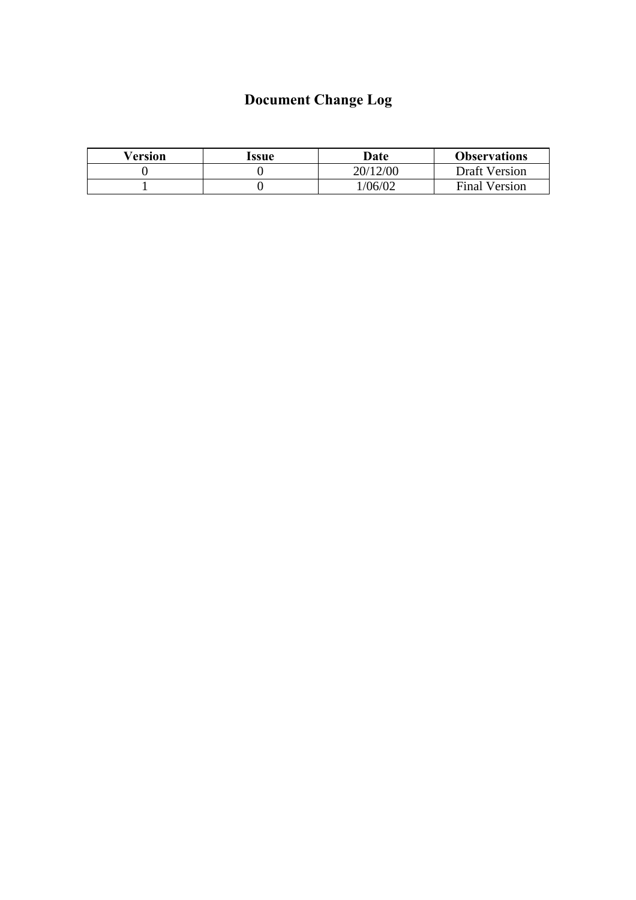# Document Change Log

| Version | Issue | Date | Observations |
|---|---|---|---|
| 0 | 0 | 20/12/00 | Draft Version |
| 1 | 0 | 1/06/02 | Final Version |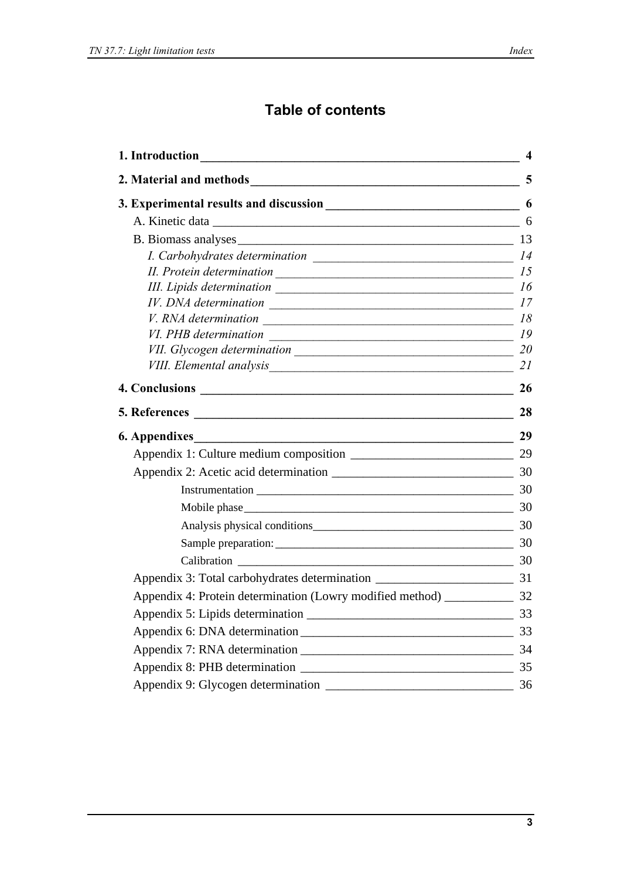# Table of contents

**1. Introduction** **4**

**2. Material and methods** **5**

**3. Experimental results and discussion** **6**

- A. Kinetic data 6
- B. Biomass analyses 13
  - *I. Carbohydrates determination* *14*
  - *II. Protein determination* *15*
  - *III. Lipids determination* *16*
  - *IV. DNA determination* *17*
  - *V. RNA determination* *18*
  - *VI. PHB determination* *19*
  - *VII. Glycogen determination* *20*
  - *VIII. Elemental analysis* *21*

**4. Conclusions** **26**

**5. References** **28**

**6. Appendixes** **29**

- Appendix 1: Culture medium composition 29
- Appendix 2: Acetic acid determination 30
  - Instrumentation 30
  - Mobile phase 30
  - Analysis physical conditions 30
  - Sample preparation: 30
  - Calibration 30
- Appendix 3: Total carbohydrates determination 31
- Appendix 4: Protein determination (Lowry modified method) 32
- Appendix 5: Lipids determination 33
- Appendix 6: DNA determination 33
- Appendix 7: RNA determination 34
- Appendix 8: PHB determination 35
- Appendix 9: Glycogen determination 36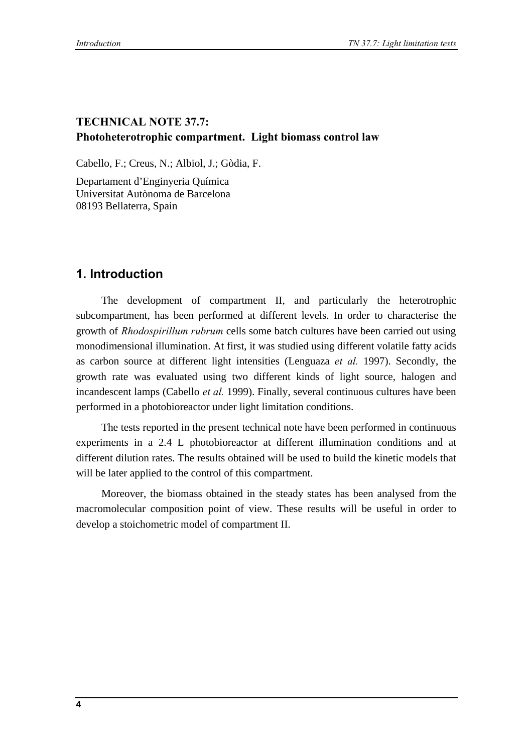**TECHNICAL NOTE 37.7:**
**Photoheterotrophic compartment. Light biomass control law**

Cabello, F.; Creus, N.; Albiol, J.; Gòdia, F.

Departament d'Enginyeria Química
Universitat Autònoma de Barcelona
08193 Bellaterra, Spain

## 1. Introduction

The development of compartment II, and particularly the heterotrophic subcompartment, has been performed at different levels. In order to characterise the growth of *Rhodospirillum rubrum* cells some batch cultures have been carried out using monodimensional illumination. At first, it was studied using different volatile fatty acids as carbon source at different light intensities (Lenguaza *et al.* 1997). Secondly, the growth rate was evaluated using two different kinds of light source, halogen and incandescent lamps (Cabello *et al.* 1999). Finally, several continuous cultures have been performed in a photobioreactor under light limitation conditions.

The tests reported in the present technical note have been performed in continuous experiments in a 2.4 L photobioreactor at different illumination conditions and at different dilution rates. The results obtained will be used to build the kinetic models that will be later applied to the control of this compartment.

Moreover, the biomass obtained in the steady states has been analysed from the macromolecular composition point of view. These results will be useful in order to develop a stoichometric model of compartment II.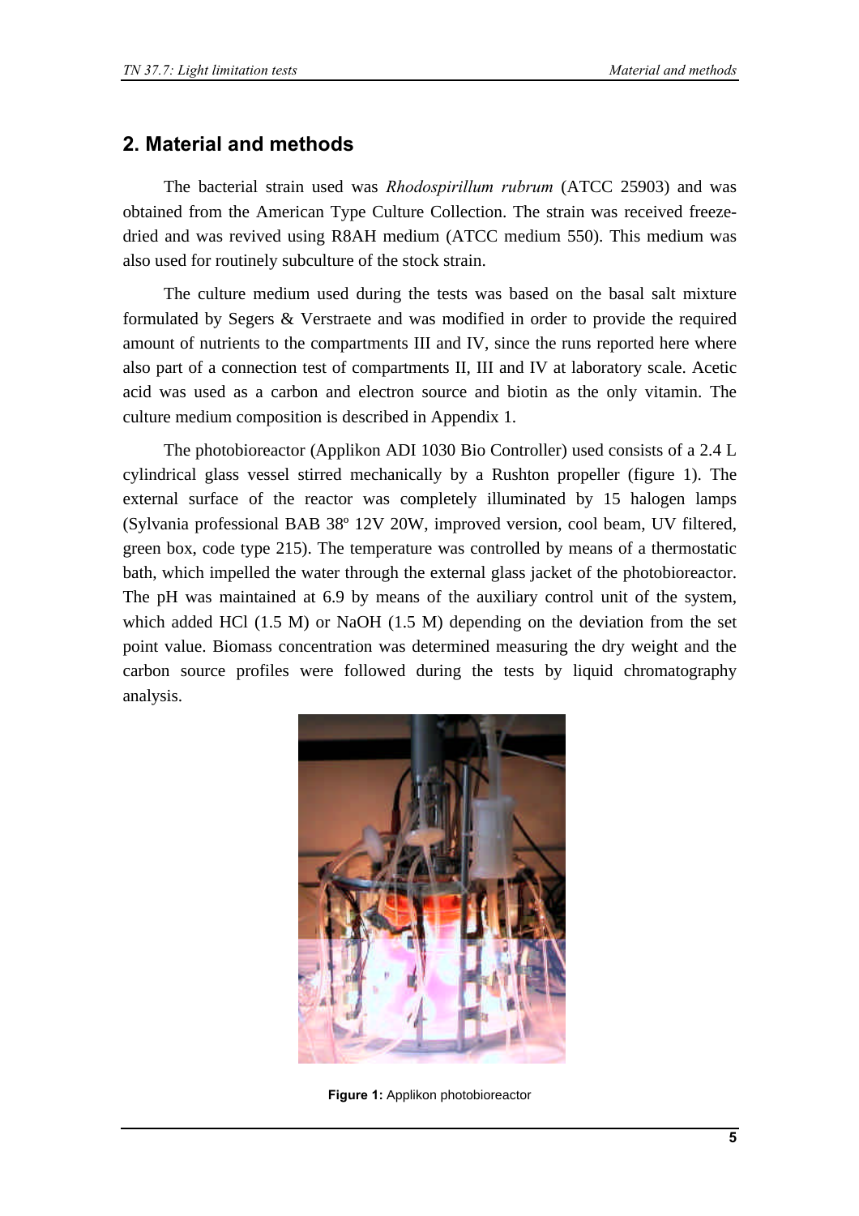## 2. Material and methods

The bacterial strain used was *Rhodospirillum rubrum* (ATCC 25903) and was obtained from the American Type Culture Collection. The strain was received freeze-dried and was revived using R8AH medium (ATCC medium 550). This medium was also used for routinely subculture of the stock strain.

The culture medium used during the tests was based on the basal salt mixture formulated by Segers & Verstraete and was modified in order to provide the required amount of nutrients to the compartments III and IV, since the runs reported here where also part of a connection test of compartments II, III and IV at laboratory scale. Acetic acid was used as a carbon and electron source and biotin as the only vitamin. The culture medium composition is described in Appendix 1.

The photobioreactor (Applikon ADI 1030 Bio Controller) used consists of a 2.4 L cylindrical glass vessel stirred mechanically by a Rushton propeller (figure 1). The external surface of the reactor was completely illuminated by 15 halogen lamps (Sylvania professional BAB 38º 12V 20W, improved version, cool beam, UV filtered, green box, code type 215). The temperature was controlled by means of a thermostatic bath, which impelled the water through the external glass jacket of the photobioreactor. The pH was maintained at 6.9 by means of the auxiliary control unit of the system, which added HCl (1.5 M) or NaOH (1.5 M) depending on the deviation from the set point value. Biomass concentration was determined measuring the dry weight and the carbon source profiles were followed during the tests by liquid chromatography analysis.

**Figure 1:** Applikon photobioreactor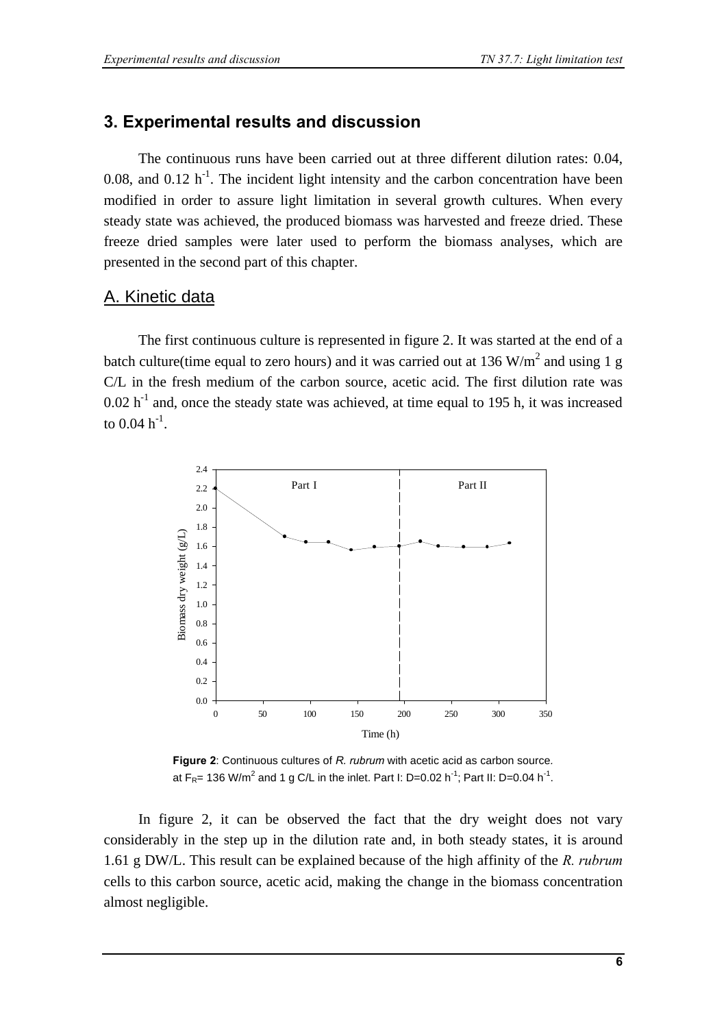## 3. Experimental results and discussion

The continuous runs have been carried out at three different dilution rates: 0.04, 0.08, and 0.12 $h^{-1}$. The incident light intensity and the carbon concentration have been modified in order to assure light limitation in several growth cultures. When every steady state was achieved, the produced biomass was harvested and freeze dried. These freeze dried samples were later used to perform the biomass analyses, which are presented in the second part of this chapter.

### A. Kinetic data

The first continuous culture is represented in figure 2. It was started at the end of a batch culture(time equal to zero hours) and it was carried out at 136 $W/m^2$ and using 1 g C/L in the fresh medium of the carbon source, acetic acid. The first dilution rate was 0.02 $h^{-1}$ and, once the steady state was achieved, at time equal to 195 h, it was increased to 0.04 $h^{-1}$.

**Figure 2**: Continuous cultures of *R. rubrum* with acetic acid as carbon source. at $F_R$= 136 $W/m^2$ and 1 g C/L in the inlet. Part I: D=0.02 $h^{-1}$; Part II: D=0.04 $h^{-1}$.

In figure 2, it can be observed the fact that the dry weight does not vary considerably in the step up in the dilution rate and, in both steady states, it is around 1.61 g DW/L. This result can be explained because of the high affinity of the *R. rubrum* cells to this carbon source, acetic acid, making the change in the biomass concentration almost negligible.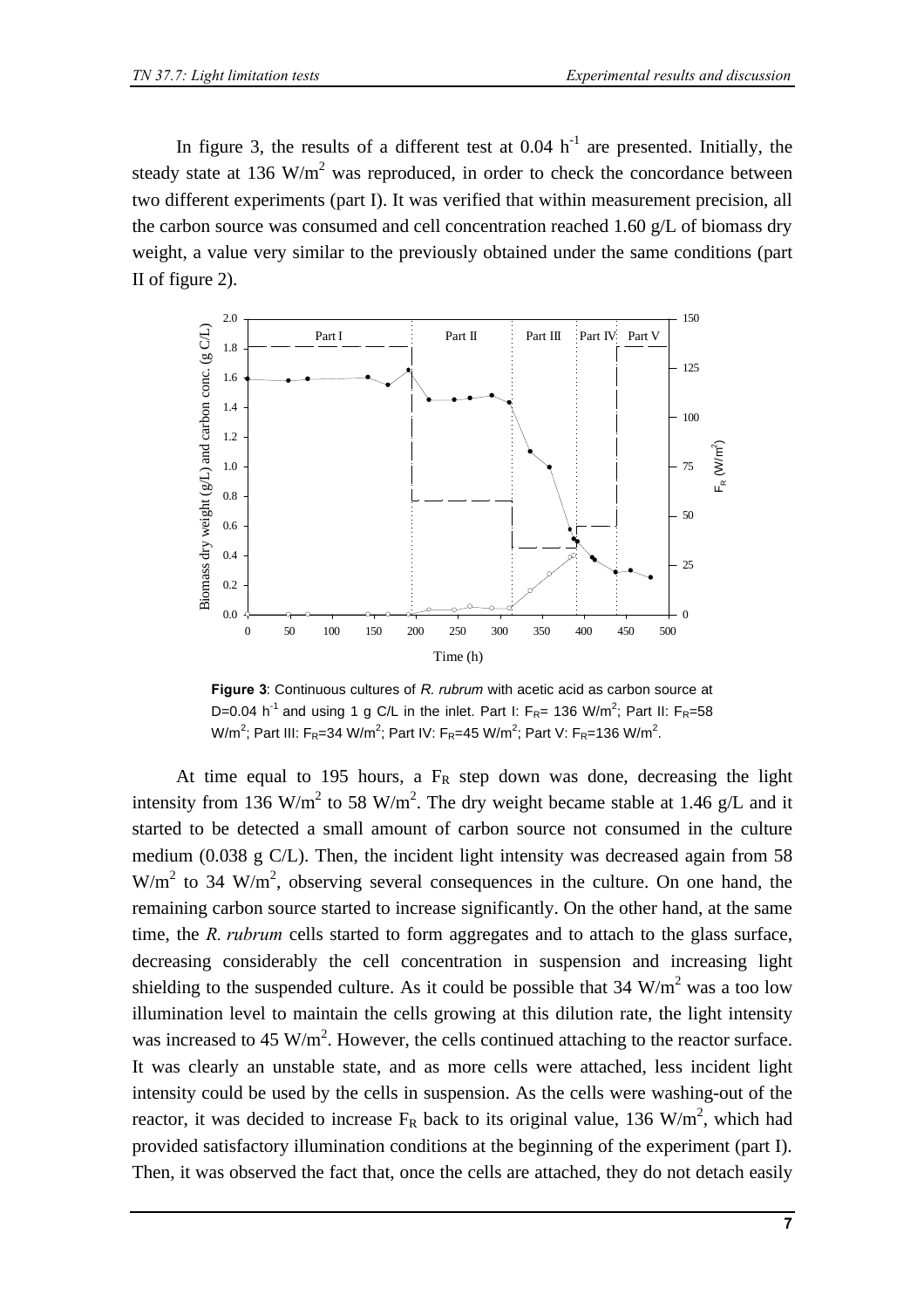In figure 3, the results of a different test at 0.04 $h^{-1}$ are presented. Initially, the steady state at 136 $W/m^2$ was reproduced, in order to check the concordance between two different experiments (part I). It was verified that within measurement precision, all the carbon source was consumed and cell concentration reached 1.60 g/L of biomass dry weight, a value very similar to the previously obtained under the same conditions (part II of figure 2).

**Figure 3**: Continuous cultures of *R. rubrum* with acetic acid as carbon source at D=0.04 $h^{-1}$ and using 1 g C/L in the inlet. Part I: $F_R$= 136 $W/m^2$; Part II: $F_R$=58 $W/m^2$; Part III: $F_R$=34 $W/m^2$; Part IV: $F_R$=45 $W/m^2$; Part V: $F_R$=136 $W/m^2$.

At time equal to 195 hours, a $F_R$ step down was done, decreasing the light intensity from 136 $W/m^2$ to 58 $W/m^2$. The dry weight became stable at 1.46 g/L and it started to be detected a small amount of carbon source not consumed in the culture medium (0.038 g C/L). Then, the incident light intensity was decreased again from 58 $W/m^2$ to 34 $W/m^2$, observing several consequences in the culture. On one hand, the remaining carbon source started to increase significantly. On the other hand, at the same time, the *R. rubrum* cells started to form aggregates and to attach to the glass surface, decreasing considerably the cell concentration in suspension and increasing light shielding to the suspended culture. As it could be possible that 34 $W/m^2$ was a too low illumination level to maintain the cells growing at this dilution rate, the light intensity was increased to 45 $W/m^2$. However, the cells continued attaching to the reactor surface. It was clearly an unstable state, and as more cells were attached, less incident light intensity could be used by the cells in suspension. As the cells were washing-out of the reactor, it was decided to increase $F_R$ back to its original value, 136 $W/m^2$, which had provided satisfactory illumination conditions at the beginning of the experiment (part I). Then, it was observed the fact that, once the cells are attached, they do not detach easily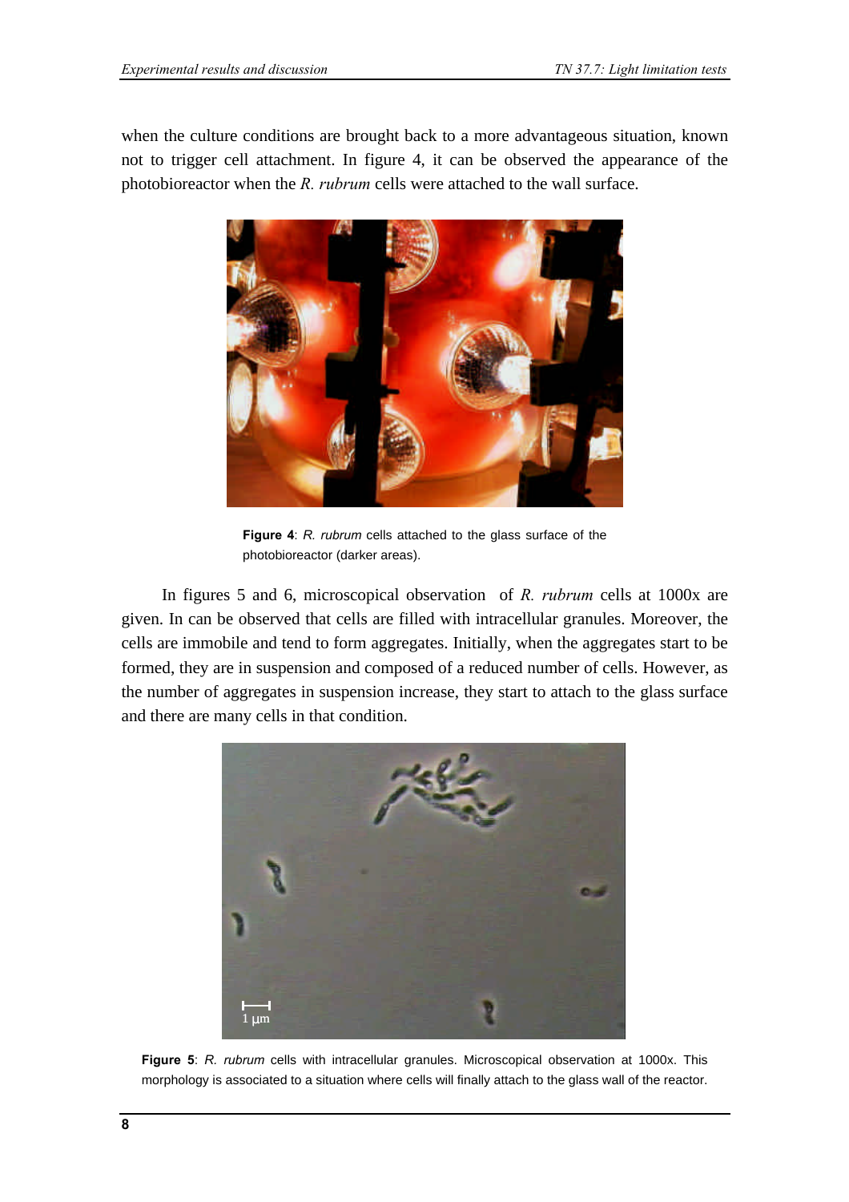when the culture conditions are brought back to a more advantageous situation, known not to trigger cell attachment. In figure 4, it can be observed the appearance of the photobioreactor when the *R. rubrum* cells were attached to the wall surface.

**Figure 4**: *R. rubrum* cells attached to the glass surface of the photobioreactor (darker areas).

In figures 5 and 6, microscopical observation of *R. rubrum* cells at 1000x are given. In can be observed that cells are filled with intracellular granules. Moreover, the cells are immobile and tend to form aggregates. Initially, when the aggregates start to be formed, they are in suspension and composed of a reduced number of cells. However, as the number of aggregates in suspension increase, they start to attach to the glass surface and there are many cells in that condition.

**Figure 5**: *R. rubrum* cells with intracellular granules. Microscopical observation at 1000x. This morphology is associated to a situation where cells will finally attach to the glass wall of the reactor.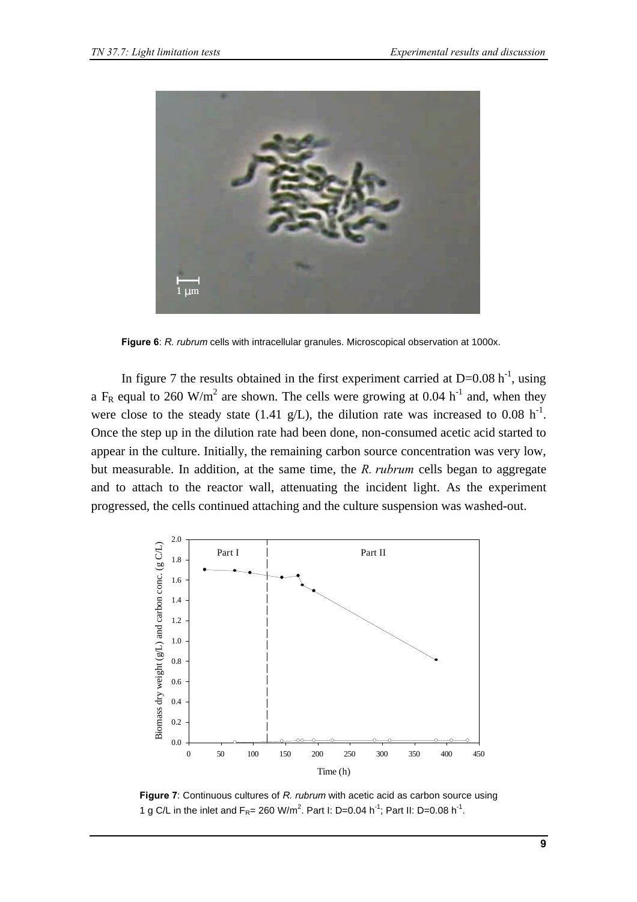**Figure 6**: *R. rubrum* cells with intracellular granules. Microscopical observation at 1000x.

In figure 7 the results obtained in the first experiment carried at D=0.08 $h^{-1}$, using a $F_R$ equal to 260 W/$m^2$ are shown. The cells were growing at 0.04 $h^{-1}$ and, when they were close to the steady state (1.41 g/L), the dilution rate was increased to 0.08 $h^{-1}$. Once the step up in the dilution rate had been done, non-consumed acetic acid started to appear in the culture. Initially, the remaining carbon source concentration was very low, but measurable. In addition, at the same time, the *R. rubrum* cells began to aggregate and to attach to the reactor wall, attenuating the incident light. As the experiment progressed, the cells continued attaching and the culture suspension was washed-out.

**Figure 7**: Continuous cultures of *R. rubrum* with acetic acid as carbon source using 1 g C/L in the inlet and $F_R$= 260 W/$m^2$. Part I: D=0.04 $h^{-1}$; Part II: D=0.08 $h^{-1}$.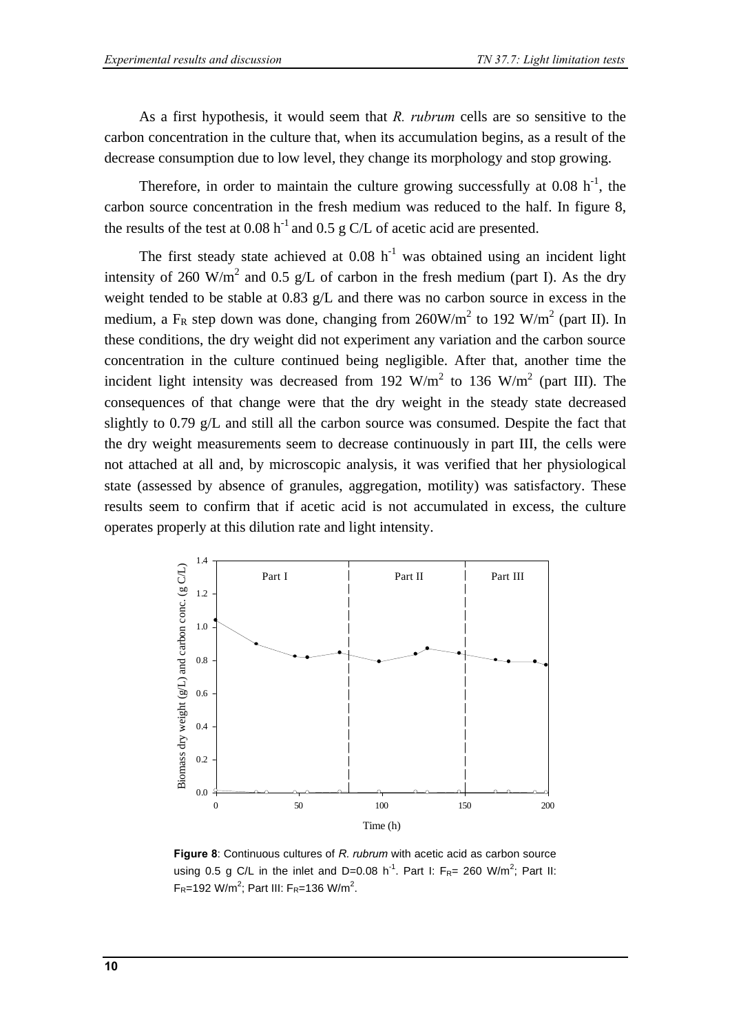As a first hypothesis, it would seem that *R. rubrum* cells are so sensitive to the carbon concentration in the culture that, when its accumulation begins, as a result of the decrease consumption due to low level, they change its morphology and stop growing.

Therefore, in order to maintain the culture growing successfully at 0.08 $h^{-1}$, the carbon source concentration in the fresh medium was reduced to the half. In figure 8, the results of the test at 0.08 $h^{-1}$ and 0.5 g C/L of acetic acid are presented.

The first steady state achieved at 0.08 $h^{-1}$ was obtained using an incident light intensity of 260 $W/m^2$ and 0.5 g/L of carbon in the fresh medium (part I). As the dry weight tended to be stable at 0.83 g/L and there was no carbon source in excess in the medium, a $F_R$ step down was done, changing from 260$W/m^2$ to 192 $W/m^2$ (part II). In these conditions, the dry weight did not experiment any variation and the carbon source concentration in the culture continued being negligible. After that, another time the incident light intensity was decreased from 192 $W/m^2$ to 136 $W/m^2$ (part III). The consequences of that change were that the dry weight in the steady state decreased slightly to 0.79 g/L and still all the carbon source was consumed. Despite the fact that the dry weight measurements seem to decrease continuously in part III, the cells were not attached at all and, by microscopic analysis, it was verified that her physiological state (assessed by absence of granules, aggregation, motility) was satisfactory. These results seem to confirm that if acetic acid is not accumulated in excess, the culture operates properly at this dilution rate and light intensity.

**Figure 8**: Continuous cultures of *R. rubrum* with acetic acid as carbon source using 0.5 g C/L in the inlet and D=0.08 $h^{-1}$. Part I: $F_R$= 260 $W/m^2$; Part II: $F_R$=192 $W/m^2$; Part III: $F_R$=136 $W/m^2$.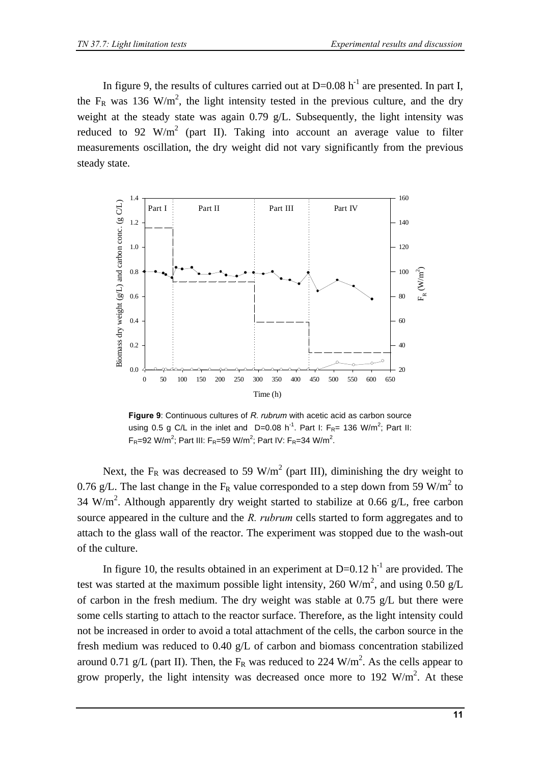In figure 9, the results of cultures carried out at D=0.08 $h^{-1}$ are presented. In part I, the $F_R$ was 136 W/$m^2$, the light intensity tested in the previous culture, and the dry weight at the steady state was again 0.79 g/L. Subsequently, the light intensity was reduced to 92 W/$m^2$ (part II). Taking into account an average value to filter measurements oscillation, the dry weight did not vary significantly from the previous steady state.

**Figure 9**: Continuous cultures of *R. rubrum* with acetic acid as carbon source using 0.5 g C/L in the inlet and D=0.08 $h^{-1}$. Part I: $F_R$= 136 W/$m^2$; Part II: $F_R$=92 W/$m^2$; Part III: $F_R$=59 W/$m^2$; Part IV: $F_R$=34 W/$m^2$.

Next, the $F_R$ was decreased to 59 W/$m^2$ (part III), diminishing the dry weight to 0.76 g/L. The last change in the $F_R$ value corresponded to a step down from 59 W/$m^2$ to 34 W/$m^2$. Although apparently dry weight started to stabilize at 0.66 g/L, free carbon source appeared in the culture and the *R. rubrum* cells started to form aggregates and to attach to the glass wall of the reactor. The experiment was stopped due to the wash-out of the culture.

In figure 10, the results obtained in an experiment at D=0.12 $h^{-1}$ are provided. The test was started at the maximum possible light intensity, 260 W/$m^2$, and using 0.50 g/L of carbon in the fresh medium. The dry weight was stable at 0.75 g/L but there were some cells starting to attach to the reactor surface. Therefore, as the light intensity could not be increased in order to avoid a total attachment of the cells, the carbon source in the fresh medium was reduced to 0.40 g/L of carbon and biomass concentration stabilized around 0.71 g/L (part II). Then, the $F_R$ was reduced to 224 W/$m^2$. As the cells appear to grow properly, the light intensity was decreased once more to 192 W/$m^2$. At these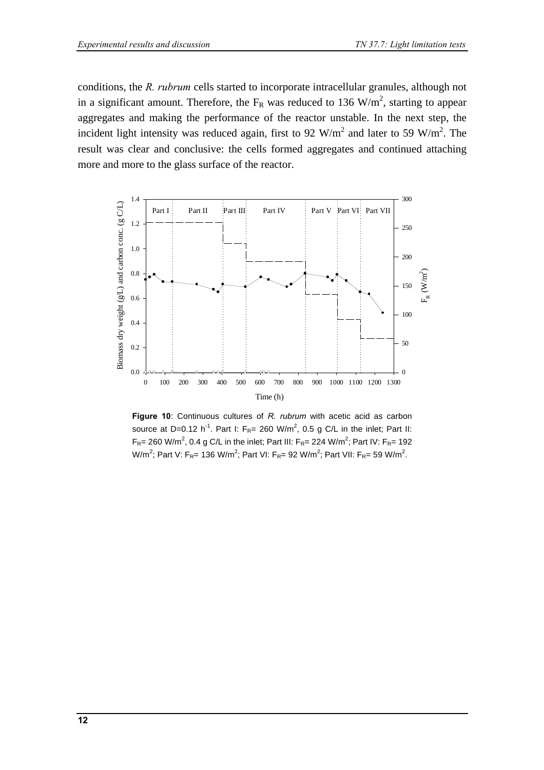conditions, the *R. rubrum* cells started to incorporate intracellular granules, although not in a significant amount. Therefore, the $F_R$ was reduced to 136 $W/m^2$, starting to appear aggregates and making the performance of the reactor unstable. In the next step, the incident light intensity was reduced again, first to 92 $W/m^2$ and later to 59 $W/m^2$. The result was clear and conclusive: the cells formed aggregates and continued attaching more and more to the glass surface of the reactor.

**Figure 10**: Continuous cultures of *R. rubrum* with acetic acid as carbon source at D=0.12 $h^{-1}$. Part I: $F_R$= 260 $W/m^2$, 0.5 g C/L in the inlet; Part II: $F_R$= 260 $W/m^2$, 0.4 g C/L in the inlet; Part III: $F_R$= 224 $W/m^2$; Part IV: $F_R$= 192 $W/m^2$; Part V: $F_R$= 136 $W/m^2$; Part VI: $F_R$= 92 $W/m^2$; Part VII: $F_R$= 59 $W/m^2$.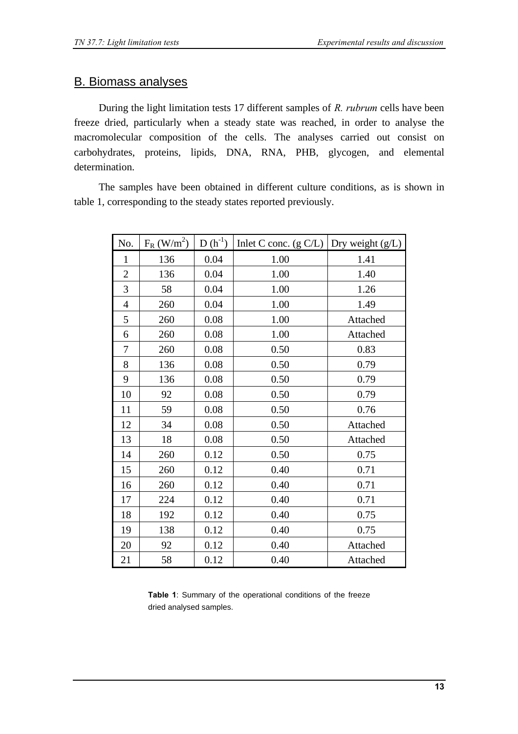## B. Biomass analyses

During the light limitation tests 17 different samples of *R. rubrum* cells have been freeze dried, particularly when a steady state was reached, in order to analyse the macromolecular composition of the cells. The analyses carried out consist on carbohydrates, proteins, lipids, DNA, RNA, PHB, glycogen, and elemental determination.

The samples have been obtained in different culture conditions, as is shown in table 1, corresponding to the steady states reported previously.

| No. | $F_R$ (W/m$^2$) | D (h$^{-1}$) | Inlet C conc. (g C/L) | Dry weight (g/L) |
|---|---|---|---|---|
| 1 | 136 | 0.04 | 1.00 | 1.41 |
| 2 | 136 | 0.04 | 1.00 | 1.40 |
| 3 | 58 | 0.04 | 1.00 | 1.26 |
| 4 | 260 | 0.04 | 1.00 | 1.49 |
| 5 | 260 | 0.08 | 1.00 | Attached |
| 6 | 260 | 0.08 | 1.00 | Attached |
| 7 | 260 | 0.08 | 0.50 | 0.83 |
| 8 | 136 | 0.08 | 0.50 | 0.79 |
| 9 | 136 | 0.08 | 0.50 | 0.79 |
| 10 | 92 | 0.08 | 0.50 | 0.79 |
| 11 | 59 | 0.08 | 0.50 | 0.76 |
| 12 | 34 | 0.08 | 0.50 | Attached |
| 13 | 18 | 0.08 | 0.50 | Attached |
| 14 | 260 | 0.12 | 0.50 | 0.75 |
| 15 | 260 | 0.12 | 0.40 | 0.71 |
| 16 | 260 | 0.12 | 0.40 | 0.71 |
| 17 | 224 | 0.12 | 0.40 | 0.71 |
| 18 | 192 | 0.12 | 0.40 | 0.75 |
| 19 | 138 | 0.12 | 0.40 | 0.75 |
| 20 | 92 | 0.12 | 0.40 | Attached |
| 21 | 58 | 0.12 | 0.40 | Attached |

**Table 1**: Summary of the operational conditions of the freeze dried analysed samples.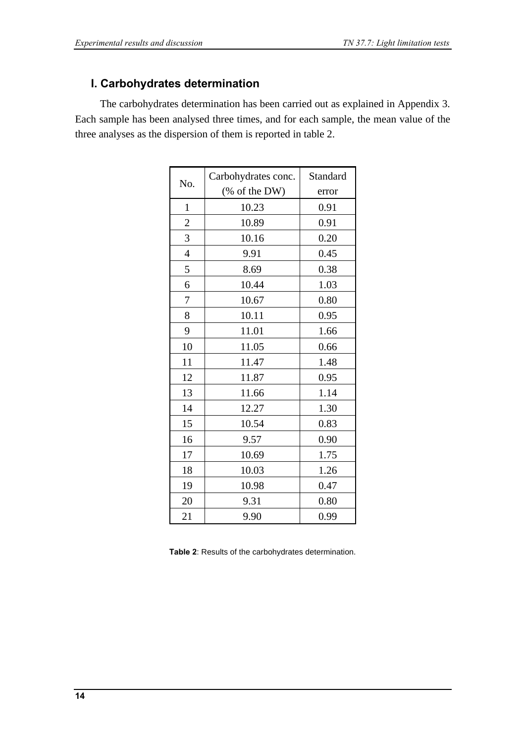## I. Carbohydrates determination

The carbohydrates determination has been carried out as explained in Appendix 3. Each sample has been analysed three times, and for each sample, the mean value of the three analyses as the dispersion of them is reported in table 2.

| No. | Carbohydrates conc. (% of the DW) | Standard error |
|---|---|---|
| 1 | 10.23 | 0.91 |
| 2 | 10.89 | 0.91 |
| 3 | 10.16 | 0.20 |
| 4 | 9.91 | 0.45 |
| 5 | 8.69 | 0.38 |
| 6 | 10.44 | 1.03 |
| 7 | 10.67 | 0.80 |
| 8 | 10.11 | 0.95 |
| 9 | 11.01 | 1.66 |
| 10 | 11.05 | 0.66 |
| 11 | 11.47 | 1.48 |
| 12 | 11.87 | 0.95 |
| 13 | 11.66 | 1.14 |
| 14 | 12.27 | 1.30 |
| 15 | 10.54 | 0.83 |
| 16 | 9.57 | 0.90 |
| 17 | 10.69 | 1.75 |
| 18 | 10.03 | 1.26 |
| 19 | 10.98 | 0.47 |
| 20 | 9.31 | 0.80 |
| 21 | 9.90 | 0.99 |

**Table 2**: Results of the carbohydrates determination.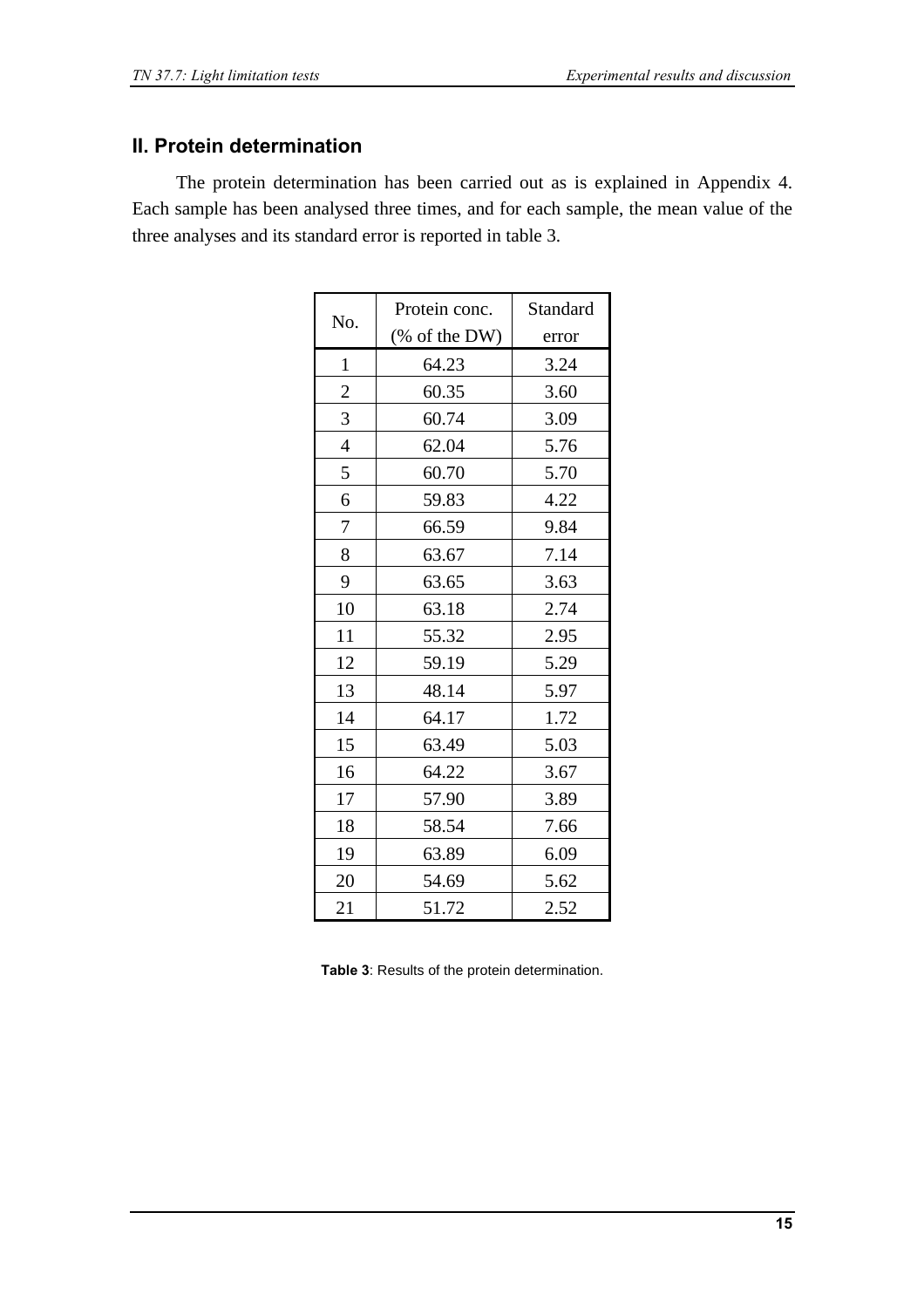## II. Protein determination

The protein determination has been carried out as is explained in Appendix 4. Each sample has been analysed three times, and for each sample, the mean value of the three analyses and its standard error is reported in table 3.

| No. | Protein conc. (% of the DW) | Standard error |
|---|---|---|
| 1 | 64.23 | 3.24 |
| 2 | 60.35 | 3.60 |
| 3 | 60.74 | 3.09 |
| 4 | 62.04 | 5.76 |
| 5 | 60.70 | 5.70 |
| 6 | 59.83 | 4.22 |
| 7 | 66.59 | 9.84 |
| 8 | 63.67 | 7.14 |
| 9 | 63.65 | 3.63 |
| 10 | 63.18 | 2.74 |
| 11 | 55.32 | 2.95 |
| 12 | 59.19 | 5.29 |
| 13 | 48.14 | 5.97 |
| 14 | 64.17 | 1.72 |
| 15 | 63.49 | 5.03 |
| 16 | 64.22 | 3.67 |
| 17 | 57.90 | 3.89 |
| 18 | 58.54 | 7.66 |
| 19 | 63.89 | 6.09 |
| 20 | 54.69 | 5.62 |
| 21 | 51.72 | 2.52 |

**Table 3**: Results of the protein determination.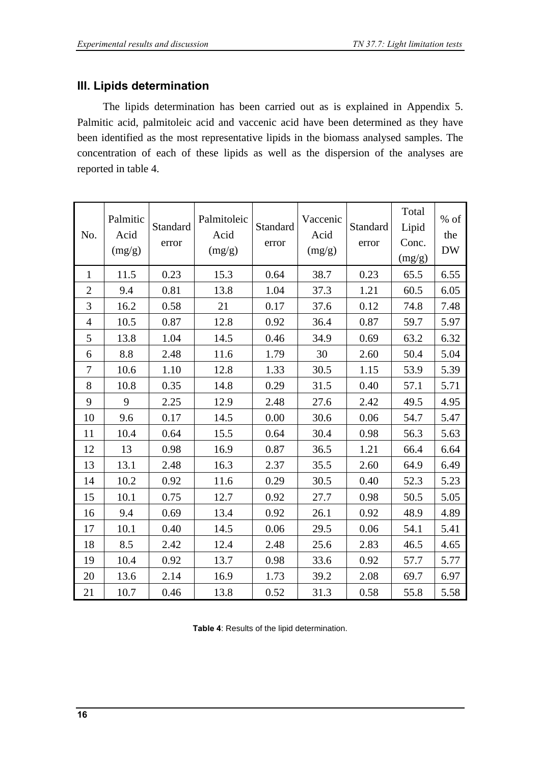## III. Lipids determination

The lipids determination has been carried out as is explained in Appendix 5. Palmitic acid, palmitoleic acid and vaccenic acid have been determined as they have been identified as the most representative lipids in the biomass analysed samples. The concentration of each of these lipids as well as the dispersion of the analyses are reported in table 4.

| No. | Palmitic Acid (mg/g) | Standard error | Palmitoleic Acid (mg/g) | Standard error | Vaccenic Acid (mg/g) | Standard error | Total Lipid Conc. (mg/g) | % of the DW |
|---|---|---|---|---|---|---|---|---|
| 1 | 11.5 | 0.23 | 15.3 | 0.64 | 38.7 | 0.23 | 65.5 | 6.55 |
| 2 | 9.4 | 0.81 | 13.8 | 1.04 | 37.3 | 1.21 | 60.5 | 6.05 |
| 3 | 16.2 | 0.58 | 21 | 0.17 | 37.6 | 0.12 | 74.8 | 7.48 |
| 4 | 10.5 | 0.87 | 12.8 | 0.92 | 36.4 | 0.87 | 59.7 | 5.97 |
| 5 | 13.8 | 1.04 | 14.5 | 0.46 | 34.9 | 0.69 | 63.2 | 6.32 |
| 6 | 8.8 | 2.48 | 11.6 | 1.79 | 30 | 2.60 | 50.4 | 5.04 |
| 7 | 10.6 | 1.10 | 12.8 | 1.33 | 30.5 | 1.15 | 53.9 | 5.39 |
| 8 | 10.8 | 0.35 | 14.8 | 0.29 | 31.5 | 0.40 | 57.1 | 5.71 |
| 9 | 9 | 2.25 | 12.9 | 2.48 | 27.6 | 2.42 | 49.5 | 4.95 |
| 10 | 9.6 | 0.17 | 14.5 | 0.00 | 30.6 | 0.06 | 54.7 | 5.47 |
| 11 | 10.4 | 0.64 | 15.5 | 0.64 | 30.4 | 0.98 | 56.3 | 5.63 |
| 12 | 13 | 0.98 | 16.9 | 0.87 | 36.5 | 1.21 | 66.4 | 6.64 |
| 13 | 13.1 | 2.48 | 16.3 | 2.37 | 35.5 | 2.60 | 64.9 | 6.49 |
| 14 | 10.2 | 0.92 | 11.6 | 0.29 | 30.5 | 0.40 | 52.3 | 5.23 |
| 15 | 10.1 | 0.75 | 12.7 | 0.92 | 27.7 | 0.98 | 50.5 | 5.05 |
| 16 | 9.4 | 0.69 | 13.4 | 0.92 | 26.1 | 0.92 | 48.9 | 4.89 |
| 17 | 10.1 | 0.40 | 14.5 | 0.06 | 29.5 | 0.06 | 54.1 | 5.41 |
| 18 | 8.5 | 2.42 | 12.4 | 2.48 | 25.6 | 2.83 | 46.5 | 4.65 |
| 19 | 10.4 | 0.92 | 13.7 | 0.98 | 33.6 | 0.92 | 57.7 | 5.77 |
| 20 | 13.6 | 2.14 | 16.9 | 1.73 | 39.2 | 2.08 | 69.7 | 6.97 |
| 21 | 10.7 | 0.46 | 13.8 | 0.52 | 31.3 | 0.58 | 55.8 | 5.58 |

**Table 4**: Results of the lipid determination.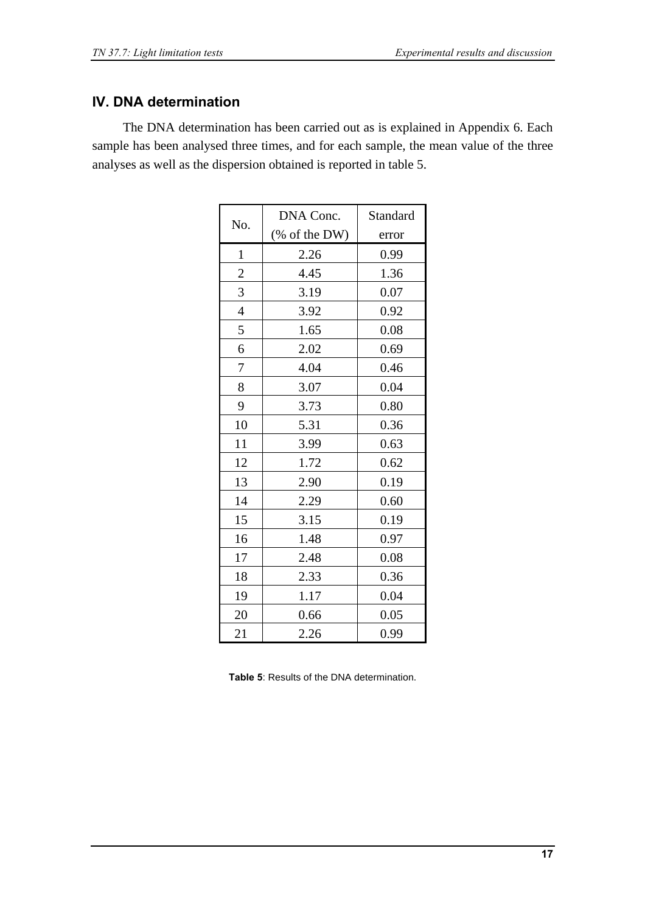## IV. DNA determination

The DNA determination has been carried out as is explained in Appendix 6. Each sample has been analysed three times, and for each sample, the mean value of the three analyses as well as the dispersion obtained is reported in table 5.

| No. | DNA Conc. (% of the DW) | Standard error |
|---|---|---|
| 1 | 2.26 | 0.99 |
| 2 | 4.45 | 1.36 |
| 3 | 3.19 | 0.07 |
| 4 | 3.92 | 0.92 |
| 5 | 1.65 | 0.08 |
| 6 | 2.02 | 0.69 |
| 7 | 4.04 | 0.46 |
| 8 | 3.07 | 0.04 |
| 9 | 3.73 | 0.80 |
| 10 | 5.31 | 0.36 |
| 11 | 3.99 | 0.63 |
| 12 | 1.72 | 0.62 |
| 13 | 2.90 | 0.19 |
| 14 | 2.29 | 0.60 |
| 15 | 3.15 | 0.19 |
| 16 | 1.48 | 0.97 |
| 17 | 2.48 | 0.08 |
| 18 | 2.33 | 0.36 |
| 19 | 1.17 | 0.04 |
| 20 | 0.66 | 0.05 |
| 21 | 2.26 | 0.99 |

**Table 5**: Results of the DNA determination.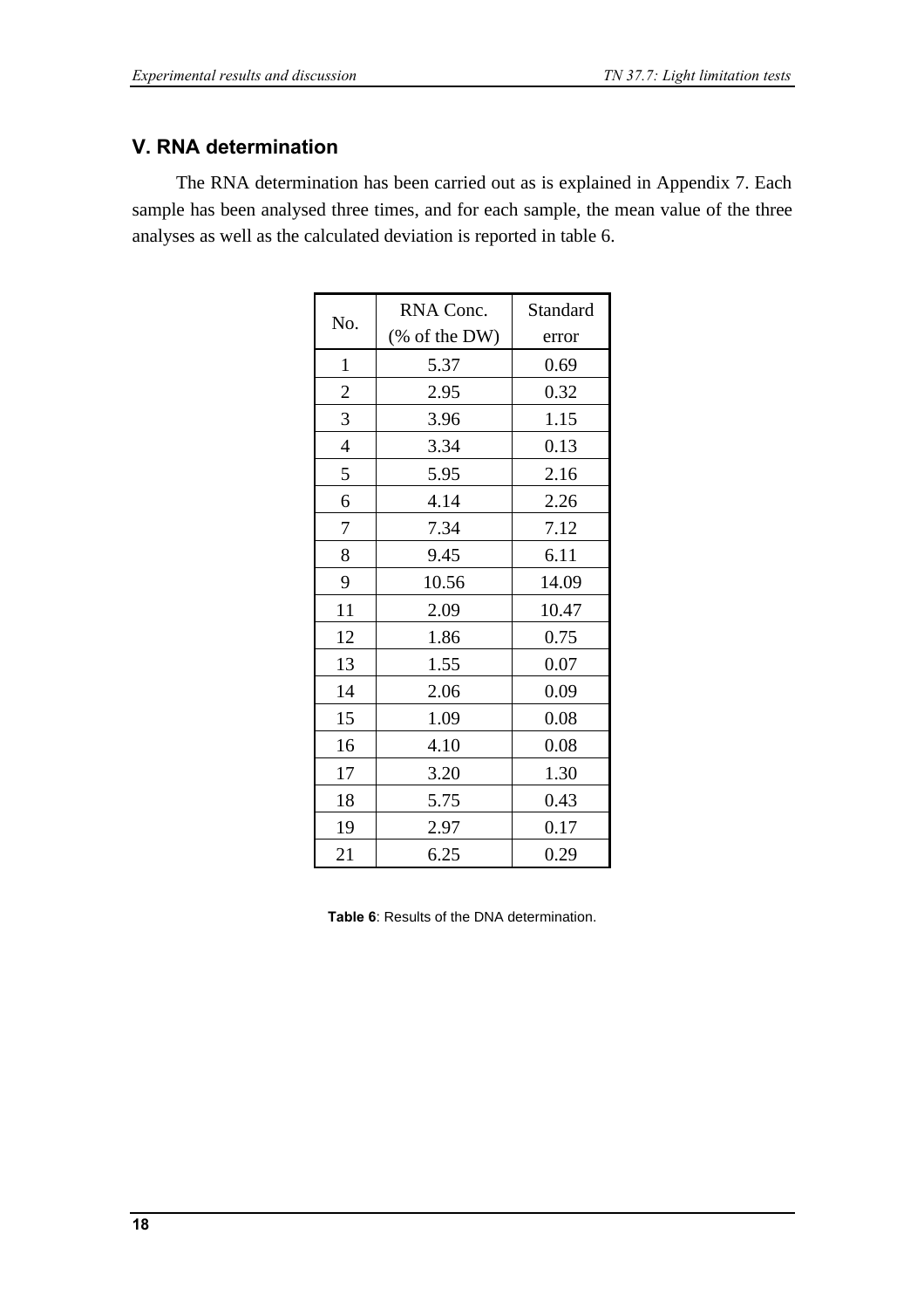## V. RNA determination

The RNA determination has been carried out as is explained in Appendix 7. Each sample has been analysed three times, and for each sample, the mean value of the three analyses as well as the calculated deviation is reported in table 6.

| No. | RNA Conc. (% of the DW) | Standard error |
|---|---|---|
| 1 | 5.37 | 0.69 |
| 2 | 2.95 | 0.32 |
| 3 | 3.96 | 1.15 |
| 4 | 3.34 | 0.13 |
| 5 | 5.95 | 2.16 |
| 6 | 4.14 | 2.26 |
| 7 | 7.34 | 7.12 |
| 8 | 9.45 | 6.11 |
| 9 | 10.56 | 14.09 |
| 11 | 2.09 | 10.47 |
| 12 | 1.86 | 0.75 |
| 13 | 1.55 | 0.07 |
| 14 | 2.06 | 0.09 |
| 15 | 1.09 | 0.08 |
| 16 | 4.10 | 0.08 |
| 17 | 3.20 | 1.30 |
| 18 | 5.75 | 0.43 |
| 19 | 2.97 | 0.17 |
| 21 | 6.25 | 0.29 |

**Table 6**: Results of the DNA determination.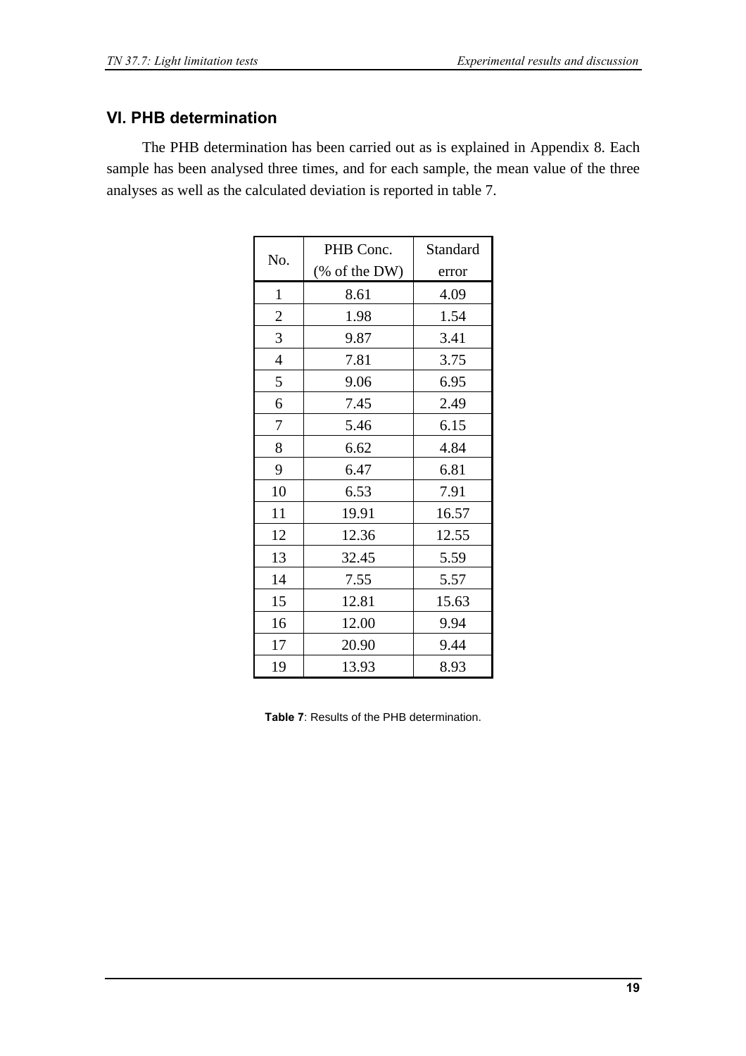## VI. PHB determination

The PHB determination has been carried out as is explained in Appendix 8. Each sample has been analysed three times, and for each sample, the mean value of the three analyses as well as the calculated deviation is reported in table 7.

| No. | PHB Conc. (% of the DW) | Standard error |
|---|---|---|
| 1 | 8.61 | 4.09 |
| 2 | 1.98 | 1.54 |
| 3 | 9.87 | 3.41 |
| 4 | 7.81 | 3.75 |
| 5 | 9.06 | 6.95 |
| 6 | 7.45 | 2.49 |
| 7 | 5.46 | 6.15 |
| 8 | 6.62 | 4.84 |
| 9 | 6.47 | 6.81 |
| 10 | 6.53 | 7.91 |
| 11 | 19.91 | 16.57 |
| 12 | 12.36 | 12.55 |
| 13 | 32.45 | 5.59 |
| 14 | 7.55 | 5.57 |
| 15 | 12.81 | 15.63 |
| 16 | 12.00 | 9.94 |
| 17 | 20.90 | 9.44 |
| 19 | 13.93 | 8.93 |

**Table 7**: Results of the PHB determination.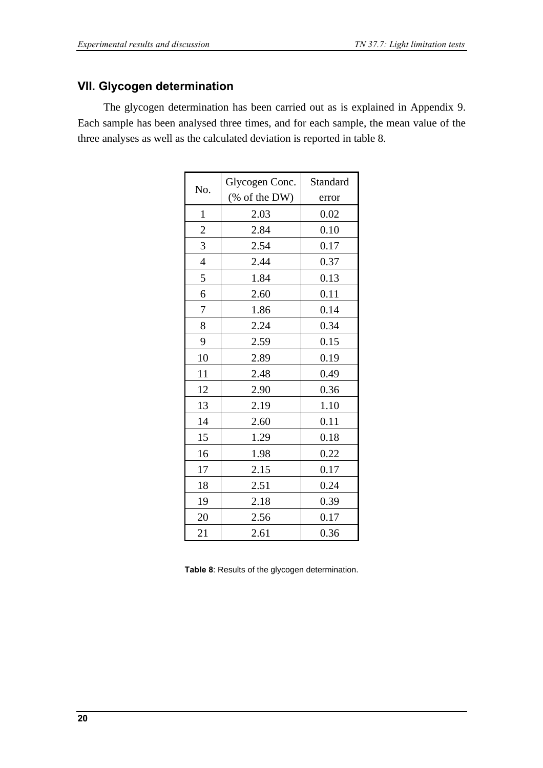## VII. Glycogen determination

The glycogen determination has been carried out as is explained in Appendix 9. Each sample has been analysed three times, and for each sample, the mean value of the three analyses as well as the calculated deviation is reported in table 8.

| No. | Glycogen Conc. (% of the DW) | Standard error |
|---|---|---|
| 1 | 2.03 | 0.02 |
| 2 | 2.84 | 0.10 |
| 3 | 2.54 | 0.17 |
| 4 | 2.44 | 0.37 |
| 5 | 1.84 | 0.13 |
| 6 | 2.60 | 0.11 |
| 7 | 1.86 | 0.14 |
| 8 | 2.24 | 0.34 |
| 9 | 2.59 | 0.15 |
| 10 | 2.89 | 0.19 |
| 11 | 2.48 | 0.49 |
| 12 | 2.90 | 0.36 |
| 13 | 2.19 | 1.10 |
| 14 | 2.60 | 0.11 |
| 15 | 1.29 | 0.18 |
| 16 | 1.98 | 0.22 |
| 17 | 2.15 | 0.17 |
| 18 | 2.51 | 0.24 |
| 19 | 2.18 | 0.39 |
| 20 | 2.56 | 0.17 |
| 21 | 2.61 | 0.36 |

**Table 8**: Results of the glycogen determination.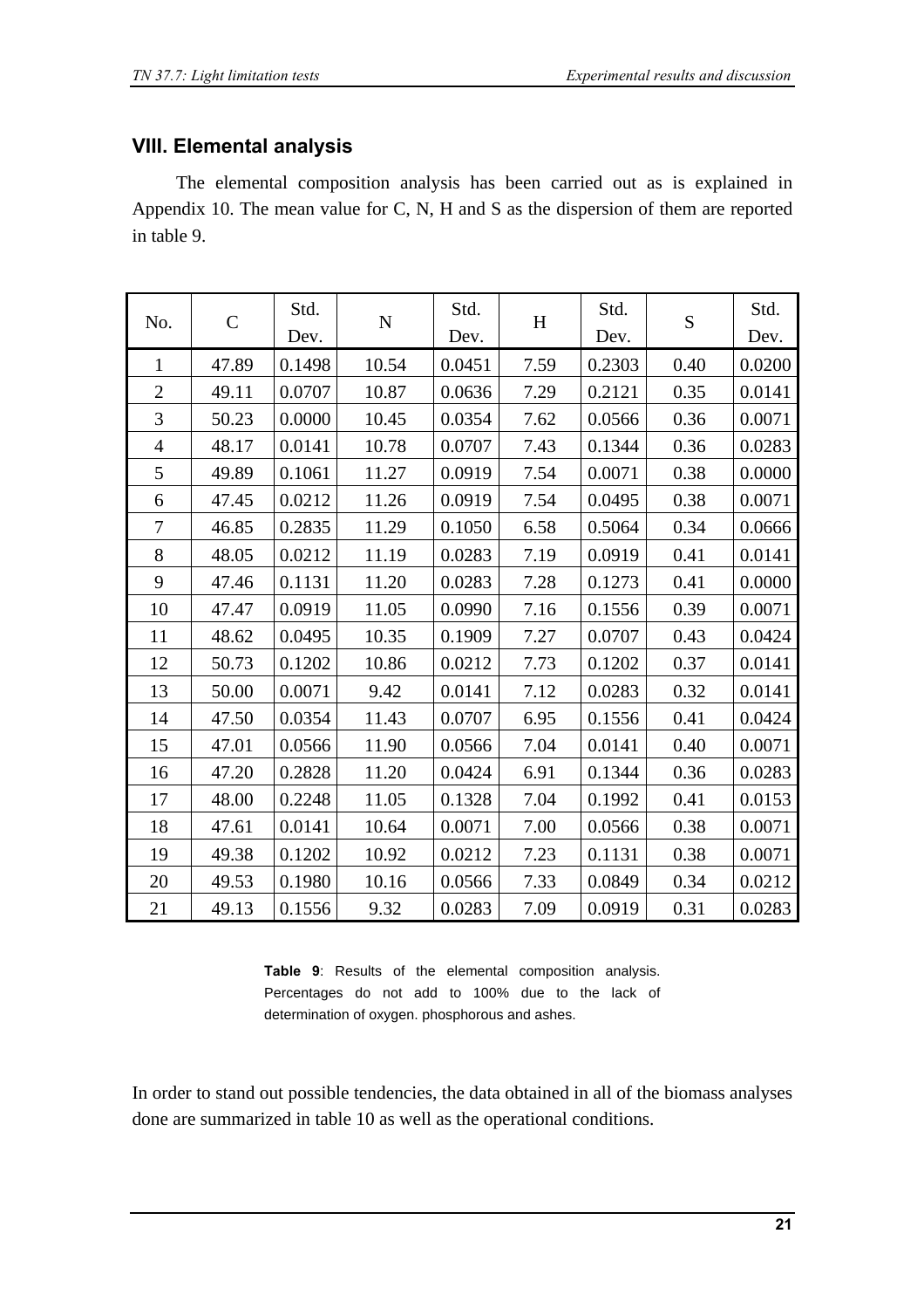## VIII. Elemental analysis

The elemental composition analysis has been carried out as is explained in Appendix 10. The mean value for C, N, H and S as the dispersion of them are reported in table 9.

| No. | C | Std. Dev. | N | Std. Dev. | H | Std. Dev. | S | Std. Dev. |
|---|---|---|---|---|---|---|---|---|
| 1 | 47.89 | 0.1498 | 10.54 | 0.0451 | 7.59 | 0.2303 | 0.40 | 0.0200 |
| 2 | 49.11 | 0.0707 | 10.87 | 0.0636 | 7.29 | 0.2121 | 0.35 | 0.0141 |
| 3 | 50.23 | 0.0000 | 10.45 | 0.0354 | 7.62 | 0.0566 | 0.36 | 0.0071 |
| 4 | 48.17 | 0.0141 | 10.78 | 0.0707 | 7.43 | 0.1344 | 0.36 | 0.0283 |
| 5 | 49.89 | 0.1061 | 11.27 | 0.0919 | 7.54 | 0.0071 | 0.38 | 0.0000 |
| 6 | 47.45 | 0.0212 | 11.26 | 0.0919 | 7.54 | 0.0495 | 0.38 | 0.0071 |
| 7 | 46.85 | 0.2835 | 11.29 | 0.1050 | 6.58 | 0.5064 | 0.34 | 0.0666 |
| 8 | 48.05 | 0.0212 | 11.19 | 0.0283 | 7.19 | 0.0919 | 0.41 | 0.0141 |
| 9 | 47.46 | 0.1131 | 11.20 | 0.0283 | 7.28 | 0.1273 | 0.41 | 0.0000 |
| 10 | 47.47 | 0.0919 | 11.05 | 0.0990 | 7.16 | 0.1556 | 0.39 | 0.0071 |
| 11 | 48.62 | 0.0495 | 10.35 | 0.1909 | 7.27 | 0.0707 | 0.43 | 0.0424 |
| 12 | 50.73 | 0.1202 | 10.86 | 0.0212 | 7.73 | 0.1202 | 0.37 | 0.0141 |
| 13 | 50.00 | 0.0071 | 9.42 | 0.0141 | 7.12 | 0.0283 | 0.32 | 0.0141 |
| 14 | 47.50 | 0.0354 | 11.43 | 0.0707 | 6.95 | 0.1556 | 0.41 | 0.0424 |
| 15 | 47.01 | 0.0566 | 11.90 | 0.0566 | 7.04 | 0.0141 | 0.40 | 0.0071 |
| 16 | 47.20 | 0.2828 | 11.20 | 0.0424 | 6.91 | 0.1344 | 0.36 | 0.0283 |
| 17 | 48.00 | 0.2248 | 11.05 | 0.1328 | 7.04 | 0.1992 | 0.41 | 0.0153 |
| 18 | 47.61 | 0.0141 | 10.64 | 0.0071 | 7.00 | 0.0566 | 0.38 | 0.0071 |
| 19 | 49.38 | 0.1202 | 10.92 | 0.0212 | 7.23 | 0.1131 | 0.38 | 0.0071 |
| 20 | 49.53 | 0.1980 | 10.16 | 0.0566 | 7.33 | 0.0849 | 0.34 | 0.0212 |
| 21 | 49.13 | 0.1556 | 9.32 | 0.0283 | 7.09 | 0.0919 | 0.31 | 0.0283 |

**Table 9**: Results of the elemental composition analysis. Percentages do not add to 100% due to the lack of determination of oxygen. phosphorous and ashes.

In order to stand out possible tendencies, the data obtained in all of the biomass analyses done are summarized in table 10 as well as the operational conditions.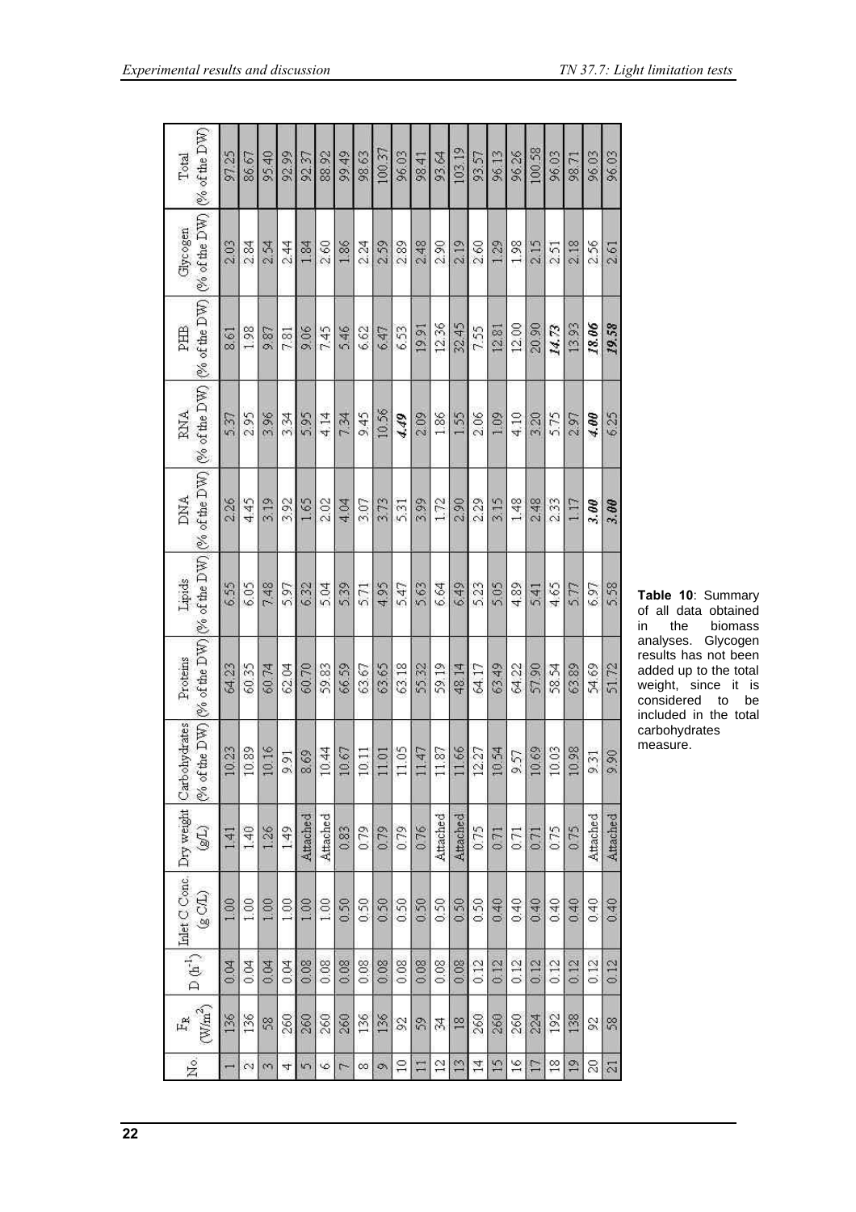| No. | $F_R$ ($W/m^2$) | D ($h^{-1}$) | Inlet C Conc. (g C/L) | Dry weight (g/L) | Carbohydrates (% of the DW) | Proteins (% of the DW) | Lipids (% of the DW) | DNA (% of the DW) | RNA (% of the DW) | PHB (% of the DW) | Glycogen (% of the DW) | Total (% of the DW) |
|---|---|---|---|---|---|---|---|---|---|---|---|---|
| 1 | 136 | 0.04 | 1.00 | 1.41 | 10.23 | 64.23 | 6.55 | 2.26 | 5.37 | 8.61 | 2.03 | 97.25 |
| 2 | 136 | 0.04 | 1.00 | 1.40 | 10.89 | 60.35 | 6.05 | 4.45 | 2.95 | 1.98 | 2.84 | 86.67 |
| 3 | 58 | 0.04 | 1.00 | 1.26 | 10.16 | 60.74 | 7.48 | 3.19 | 3.96 | 9.87 | 2.54 | 95.40 |
| 4 | 260 | 0.04 | 1.00 | 1.49 | 9.91 | 62.04 | 5.97 | 3.92 | 3.34 | 7.81 | 2.44 | 92.99 |
| 5 | 260 | 0.08 | 1.00 | Attached | 8.69 | 60.70 | 6.32 | 1.65 | 5.95 | 9.06 | 1.84 | 92.37 |
| 6 | 260 | 0.08 | 1.00 | Attached | 10.44 | 59.83 | 5.04 | 2.02 | 4.14 | 7.45 | 2.60 | 88.92 |
| 7 | 260 | 0.08 | 0.50 | 0.83 | 10.67 | 66.59 | 5.39 | 4.04 | 7.34 | 5.46 | 1.86 | 99.49 |
| 8 | 136 | 0.08 | 0.50 | 0.79 | 10.11 | 63.67 | 5.71 | 3.07 | 9.45 | 6.62 | 2.24 | 98.63 |
| 9 | 136 | 0.08 | 0.50 | 0.79 | 11.01 | 63.65 | 4.95 | 3.73 | 10.56 | 6.47 | 2.59 | 100.37 |
| 10 | 92 | 0.08 | 0.50 | 0.79 | 11.05 | 63.18 | 5.47 | 5.31 | ***4.49*** | 6.53 | 2.89 | 96.03 |
| 11 | 59 | 0.08 | 0.50 | 0.76 | 11.47 | 55.32 | 5.63 | 3.99 | 2.09 | 19.91 | 2.48 | 98.41 |
| 12 | 34 | 0.08 | 0.50 | Attached | 11.87 | 59.19 | 6.64 | 1.72 | 1.86 | 12.36 | 2.90 | 93.64 |
| 13 | 18 | 0.08 | 0.50 | Attached | 11.66 | 48.14 | 6.49 | 2.90 | 1.55 | 32.45 | 2.19 | 103.19 |
| 14 | 260 | 0.12 | 0.50 | 0.75 | 12.27 | 64.17 | 5.23 | 2.29 | 2.06 | 7.55 | 2.60 | 93.57 |
| 15 | 260 | 0.12 | 0.40 | 0.71 | 10.54 | 63.49 | 5.05 | 3.15 | 1.09 | 12.81 | 1.29 | 96.13 |
| 16 | 260 | 0.12 | 0.40 | 0.71 | 9.57 | 64.22 | 4.89 | 1.48 | 4.10 | 12.00 | 1.98 | 96.26 |
| 17 | 224 | 0.12 | 0.40 | 0.71 | 10.69 | 57.90 | 5.41 | 2.48 | 3.20 | 20.90 | 2.15 | 100.58 |
| 18 | 192 | 0.12 | 0.40 | 0.75 | 10.03 | 58.54 | 4.65 | 2.33 | 5.75 | ***14.73*** | 2.51 | 96.03 |
| 19 | 138 | 0.12 | 0.40 | 0.75 | 10.98 | 63.89 | 5.77 | 1.17 | 2.97 | 13.93 | 2.18 | 98.71 |
| 20 | 92 | 0.12 | 0.40 | Attached | 9.31 | 54.69 | 6.97 | ***3.00*** | ***4.00*** | ***18.06*** | 2.56 | 96.03 |
| 21 | 58 | 0.12 | 0.40 | Attached | 9.90 | 51.72 | 5.58 | ***3.00*** | 6.25 | ***19.58*** | 2.61 | 96.03 |

**Table 10**: Summary of all data obtained in the biomass analyses. Glycogen results has not been added up to the total weight, since it is considered to be included in the total carbohydrates measure.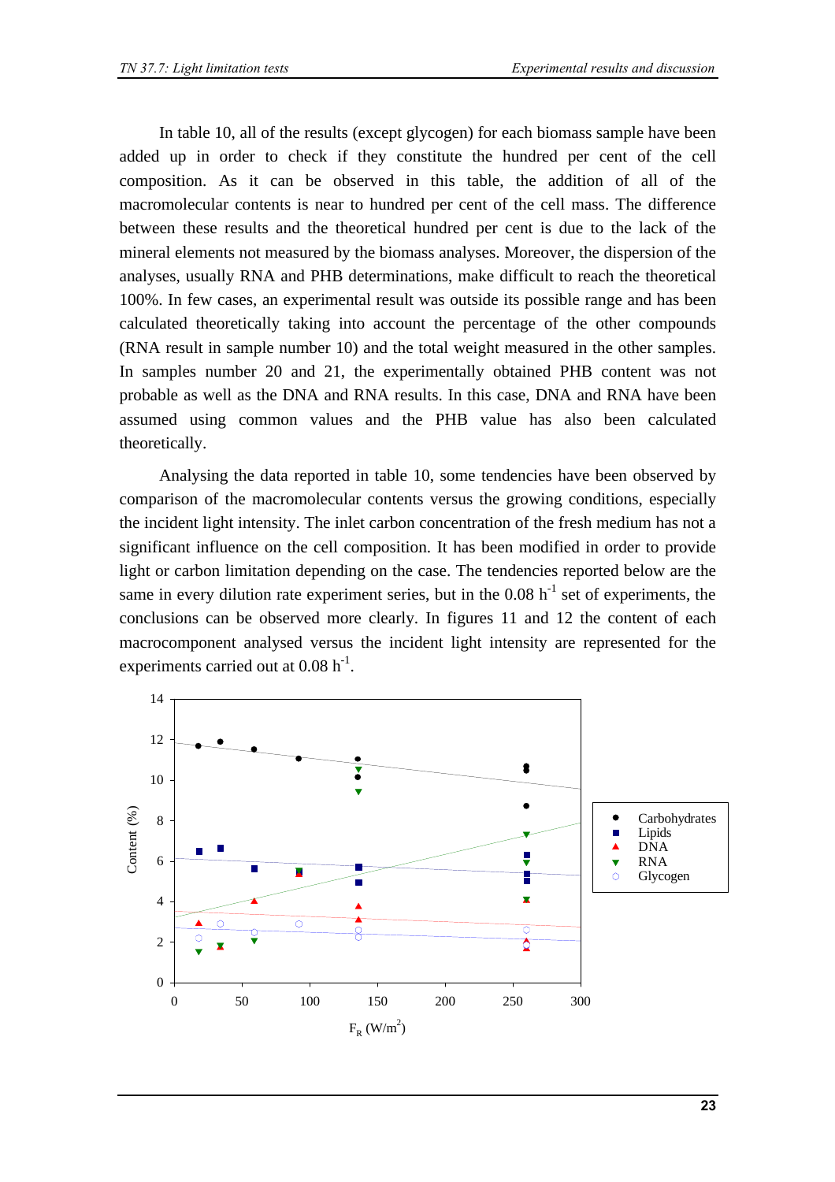In table 10, all of the results (except glycogen) for each biomass sample have been added up in order to check if they constitute the hundred per cent of the cell composition. As it can be observed in this table, the addition of all of the macromolecular contents is near to hundred per cent of the cell mass. The difference between these results and the theoretical hundred per cent is due to the lack of the mineral elements not measured by the biomass analyses. Moreover, the dispersion of the analyses, usually RNA and PHB determinations, make difficult to reach the theoretical 100%. In few cases, an experimental result was outside its possible range and has been calculated theoretically taking into account the percentage of the other compounds (RNA result in sample number 10) and the total weight measured in the other samples. In samples number 20 and 21, the experimentally obtained PHB content was not probable as well as the DNA and RNA results. In this case, DNA and RNA have been assumed using common values and the PHB value has also been calculated theoretically.

Analysing the data reported in table 10, some tendencies have been observed by comparison of the macromolecular contents versus the growing conditions, especially the incident light intensity. The inlet carbon concentration of the fresh medium has not a significant influence on the cell composition. It has been modified in order to provide light or carbon limitation depending on the case. The tendencies reported below are the same in every dilution rate experiment series, but in the 0.08 $h^{-1}$ set of experiments, the conclusions can be observed more clearly. In figures 11 and 12 the content of each macrocomponent analysed versus the incident light intensity are represented for the experiments carried out at 0.08 $h^{-1}$.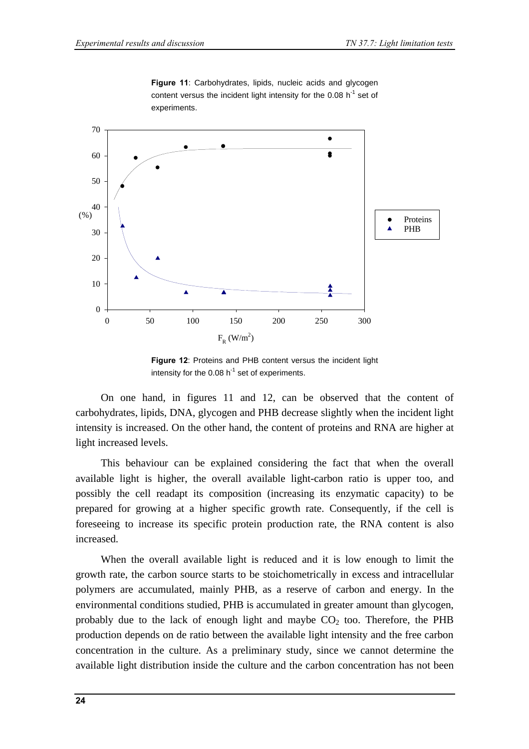**Figure 11**: Carbohydrates, lipids, nucleic acids and glycogen content versus the incident light intensity for the 0.08 $h^{-1}$ set of experiments.

**Figure 12**: Proteins and PHB content versus the incident light intensity for the 0.08 $h^{-1}$ set of experiments.

On one hand, in figures 11 and 12, can be observed that the content of carbohydrates, lipids, DNA, glycogen and PHB decrease slightly when the incident light intensity is increased. On the other hand, the content of proteins and RNA are higher at light increased levels.

This behaviour can be explained considering the fact that when the overall available light is higher, the overall available light-carbon ratio is upper too, and possibly the cell readapt its composition (increasing its enzymatic capacity) to be prepared for growing at a higher specific growth rate. Consequently, if the cell is foreseeing to increase its specific protein production rate, the RNA content is also increased.

When the overall available light is reduced and it is low enough to limit the growth rate, the carbon source starts to be stoichometrically in excess and intracellular polymers are accumulated, mainly PHB, as a reserve of carbon and energy. In the environmental conditions studied, PHB is accumulated in greater amount than glycogen, probably due to the lack of enough light and maybe $CO_2$ too. Therefore, the PHB production depends on de ratio between the available light intensity and the free carbon concentration in the culture. As a preliminary study, since we cannot determine the available light distribution inside the culture and the carbon concentration has not been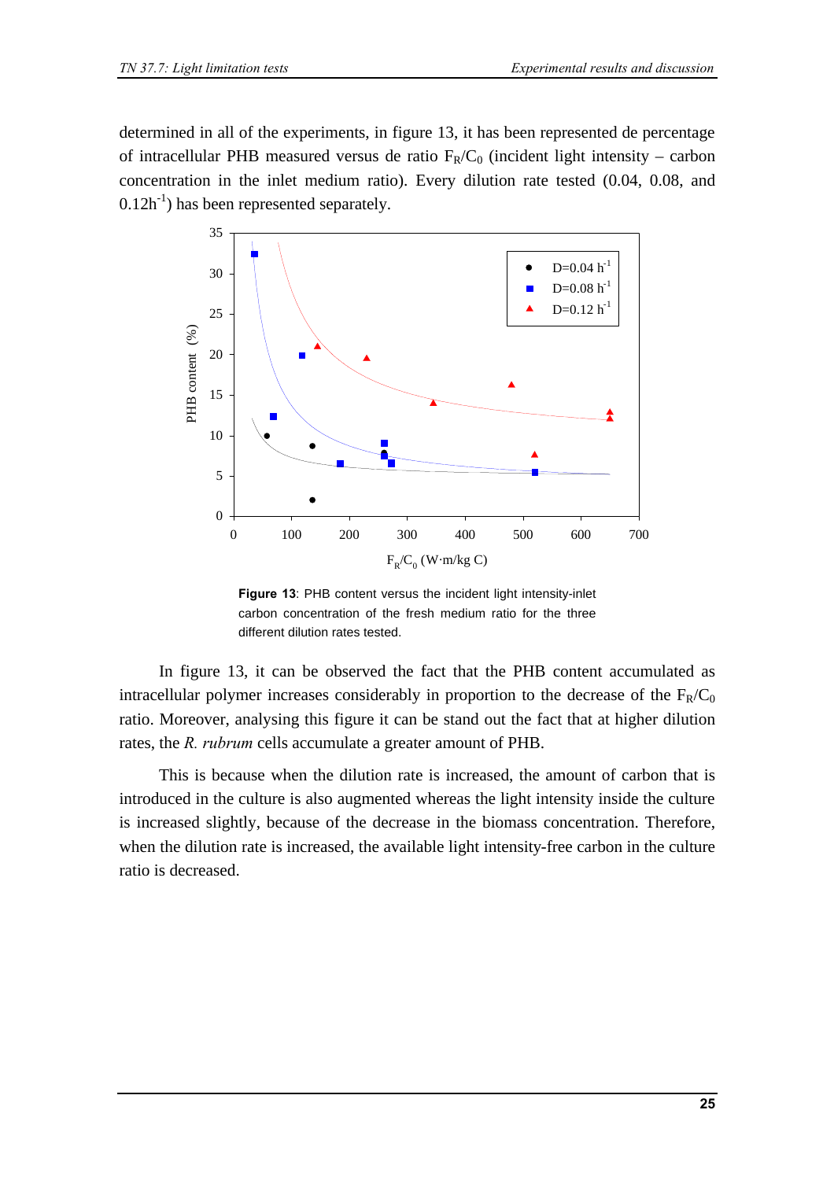determined in all of the experiments, in figure 13, it has been represented de percentage of intracellular PHB measured versus de ratio $F_R/C_0$ (incident light intensity – carbon concentration in the inlet medium ratio). Every dilution rate tested (0.04, 0.08, and $0.12h^{-1}$) has been represented separately.

**Figure 13**: PHB content versus the incident light intensity-inlet carbon concentration of the fresh medium ratio for the three different dilution rates tested.

In figure 13, it can be observed the fact that the PHB content accumulated as intracellular polymer increases considerably in proportion to the decrease of the $F_R/C_0$ ratio. Moreover, analysing this figure it can be stand out the fact that at higher dilution rates, the *R. rubrum* cells accumulate a greater amount of PHB.

This is because when the dilution rate is increased, the amount of carbon that is introduced in the culture is also augmented whereas the light intensity inside the culture is increased slightly, because of the decrease in the biomass concentration. Therefore, when the dilution rate is increased, the available light intensity-free carbon in the culture ratio is decreased.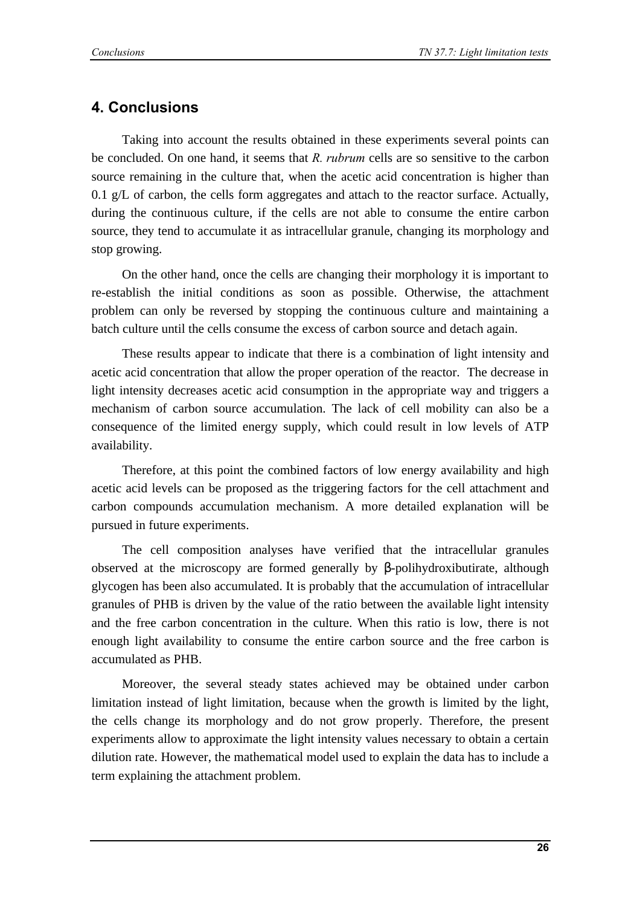## 4. Conclusions

Taking into account the results obtained in these experiments several points can be concluded. On one hand, it seems that *R. rubrum* cells are so sensitive to the carbon source remaining in the culture that, when the acetic acid concentration is higher than 0.1 g/L of carbon, the cells form aggregates and attach to the reactor surface. Actually, during the continuous culture, if the cells are not able to consume the entire carbon source, they tend to accumulate it as intracellular granule, changing its morphology and stop growing.

On the other hand, once the cells are changing their morphology it is important to re-establish the initial conditions as soon as possible. Otherwise, the attachment problem can only be reversed by stopping the continuous culture and maintaining a batch culture until the cells consume the excess of carbon source and detach again.

These results appear to indicate that there is a combination of light intensity and acetic acid concentration that allow the proper operation of the reactor. The decrease in light intensity decreases acetic acid consumption in the appropriate way and triggers a mechanism of carbon source accumulation. The lack of cell mobility can also be a consequence of the limited energy supply, which could result in low levels of ATP availability.

Therefore, at this point the combined factors of low energy availability and high acetic acid levels can be proposed as the triggering factors for the cell attachment and carbon compounds accumulation mechanism. A more detailed explanation will be pursued in future experiments.

The cell composition analyses have verified that the intracellular granules observed at the microscopy are formed generally by β-polihydroxibutirate, although glycogen has been also accumulated. It is probably that the accumulation of intracellular granules of PHB is driven by the value of the ratio between the available light intensity and the free carbon concentration in the culture. When this ratio is low, there is not enough light availability to consume the entire carbon source and the free carbon is accumulated as PHB.

Moreover, the several steady states achieved may be obtained under carbon limitation instead of light limitation, because when the growth is limited by the light, the cells change its morphology and do not grow properly. Therefore, the present experiments allow to approximate the light intensity values necessary to obtain a certain dilution rate. However, the mathematical model used to explain the data has to include a term explaining the attachment problem.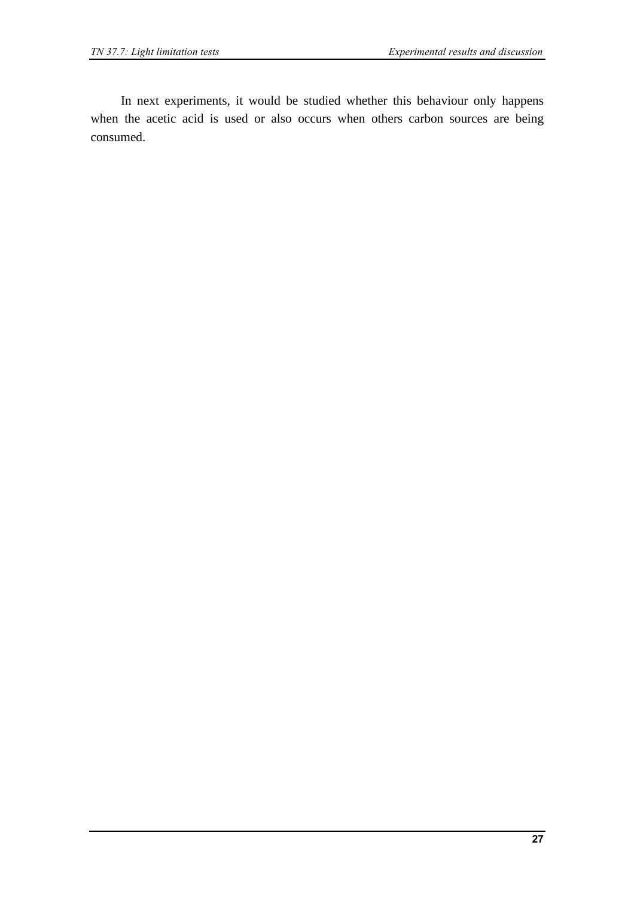In next experiments, it would be studied whether this behaviour only happens when the acetic acid is used or also occurs when others carbon sources are being consumed.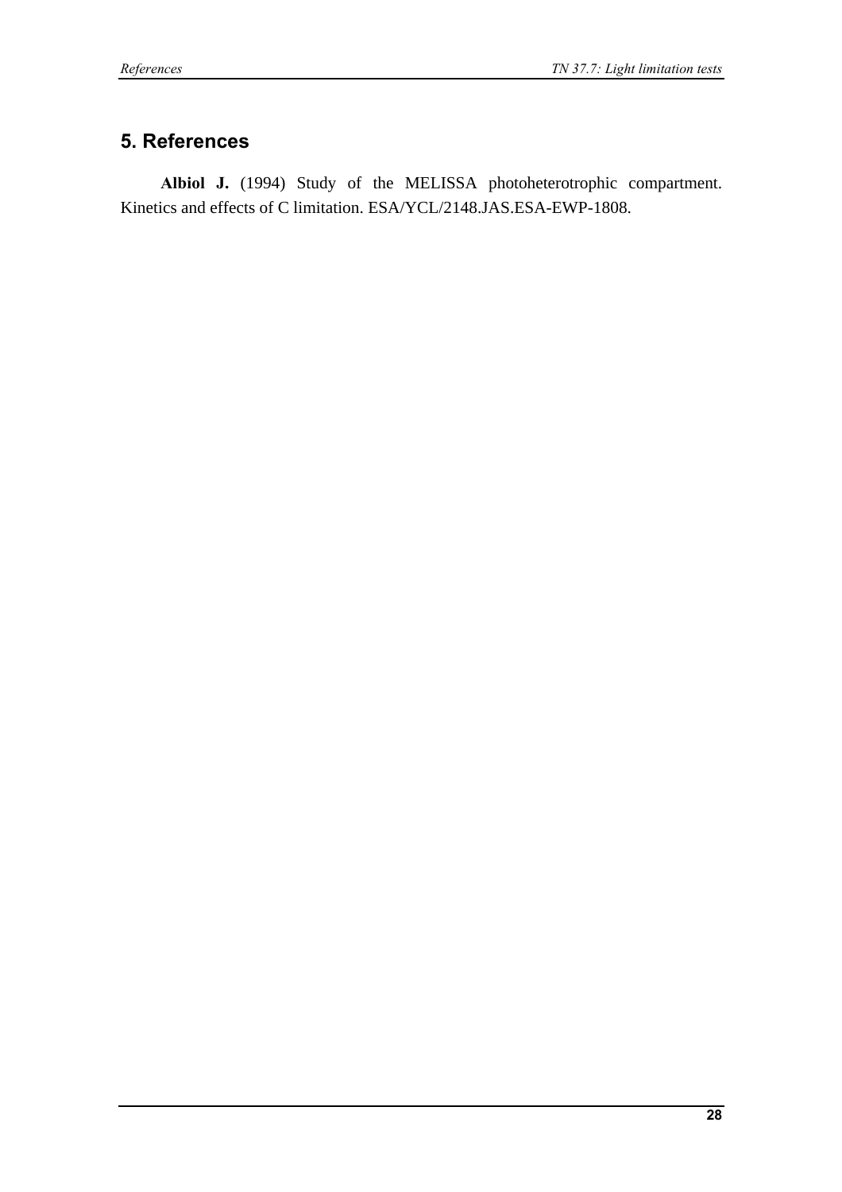## 5. References

**Albiol J.** (1994) Study of the MELISSA photoheterotrophic compartment. Kinetics and effects of C limitation. ESA/YCL/2148.JAS.ESA-EWP-1808.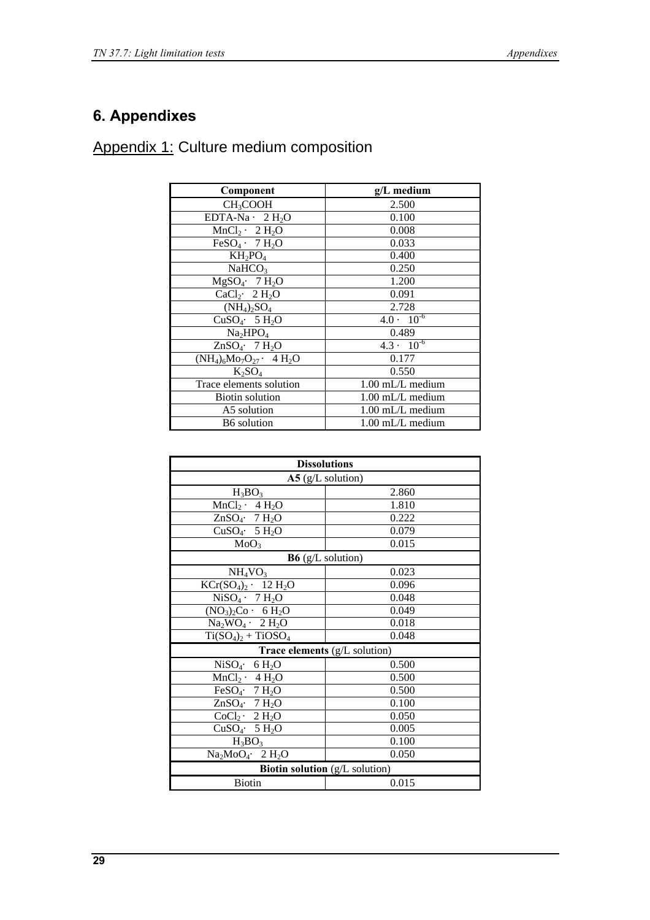# 6. Appendixes

## Appendix 1: Culture medium composition

| Component | g/L medium |
|---|---|
| $CH_3COOH$ | 2.500 |
| EDTA-Na · $2\ H_2O$ | 0.100 |
| $MnCl_2 \cdot 2\ H_2O$ | 0.008 |
| $FeSO_4 \cdot 7\ H_2O$ | 0.033 |
| $KH_2PO_4$ | 0.400 |
| $NaHCO_3$ | 0.250 |
| $MgSO_4 \cdot 7\ H_2O$ | 1.200 |
| $CaCl_2 \cdot 2\ H_2O$ | 0.091 |
| $(NH_4)_2SO_4$ | 2.728 |
| $CuSO_4 \cdot 5\ H_2O$ | $4.0 \cdot 10^{-6}$ |
| $Na_2HPO_4$ | 0.489 |
| $ZnSO_4 \cdot 7\ H_2O$ | $4.3 \cdot 10^{-6}$ |
| $(NH_4)_6Mo_7O_{27} \cdot 4\ H_2O$ | 0.177 |
| $K_2SO_4$ | 0.550 |
| Trace elements solution | 1.00 mL/L medium |
| Biotin solution | 1.00 mL/L medium |
| A5 solution | 1.00 mL/L medium |
| B6 solution | 1.00 mL/L medium |

| **Dissolutions** | |
|---|---|
| **A5** (g/L solution) | |
| $H_3BO_3$ | 2.860 |
| $MnCl_2 \cdot 4\ H_2O$ | 1.810 |
| $ZnSO_4 \cdot 7\ H_2O$ | 0.222 |
| $CuSO_4 \cdot 5\ H_2O$ | 0.079 |
| $MoO_3$ | 0.015 |
| **B6** (g/L solution) | |
| $NH_4VO_3$ | 0.023 |
| $KCr(SO_4)_2 \cdot 12\ H_2O$ | 0.096 |
| $NiSO_4 \cdot 7\ H_2O$ | 0.048 |
| $(NO_3)_2Co \cdot 6\ H_2O$ | 0.049 |
| $Na_2WO_4 \cdot 2\ H_2O$ | 0.018 |
| $Ti(SO_4)_2 + TiOSO_4$ | 0.048 |
| **Trace elements** (g/L solution) | |
| $NiSO_4 \cdot 6\ H_2O$ | 0.500 |
| $MnCl_2 \cdot 4\ H_2O$ | 0.500 |
| $FeSO_4 \cdot 7\ H_2O$ | 0.500 |
| $ZnSO_4 \cdot 7\ H_2O$ | 0.100 |
| $CoCl_2 \cdot 2\ H_2O$ | 0.050 |
| $CuSO_4 \cdot 5\ H_2O$ | 0.005 |
| $H_3BO_3$ | 0.100 |
| $Na_2MoO_4 \cdot 2\ H_2O$ | 0.050 |
| **Biotin solution** (g/L solution) | |
| Biotin | 0.015 |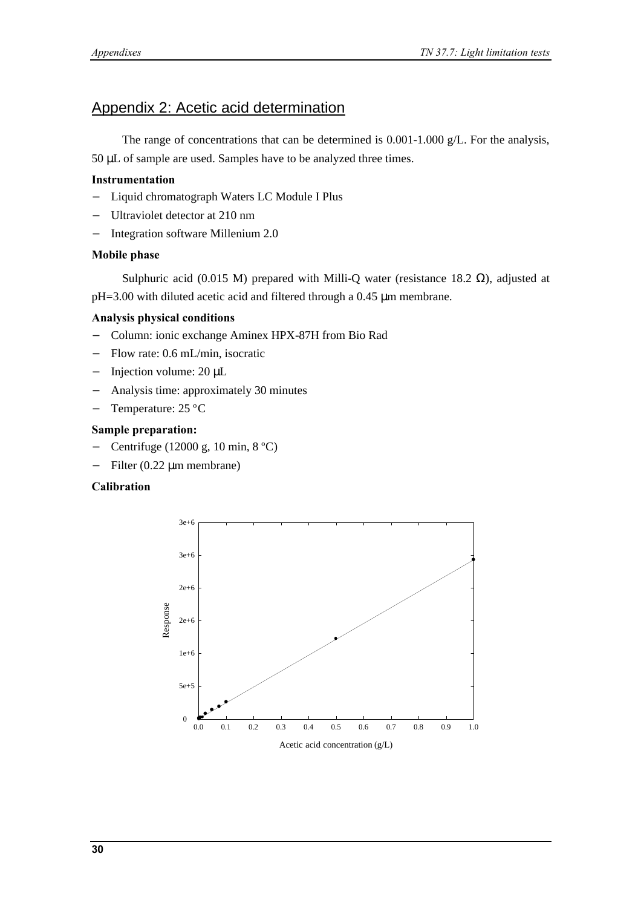## Appendix 2: Acetic acid determination

The range of concentrations that can be determined is 0.001-1.000 g/L. For the analysis, 50 μL of sample are used. Samples have to be analyzed three times.

**Instrumentation**

- Liquid chromatograph Waters LC Module I Plus
- Ultraviolet detector at 210 nm
- Integration software Millenium 2.0

**Mobile phase**

Sulphuric acid (0.015 M) prepared with Milli-Q water (resistance 18.2 Ω), adjusted at pH=3.00 with diluted acetic acid and filtered through a 0.45 μm membrane.

**Analysis physical conditions**

- Column: ionic exchange Aminex HPX-87H from Bio Rad
- Flow rate: 0.6 mL/min, isocratic
- Injection volume: 20 μL
- Analysis time: approximately 30 minutes
- Temperature: 25 ºC

**Sample preparation:**

- Centrifuge (12000 g, 10 min, 8 ºC)
- Filter (0.22 μm membrane)

**Calibration**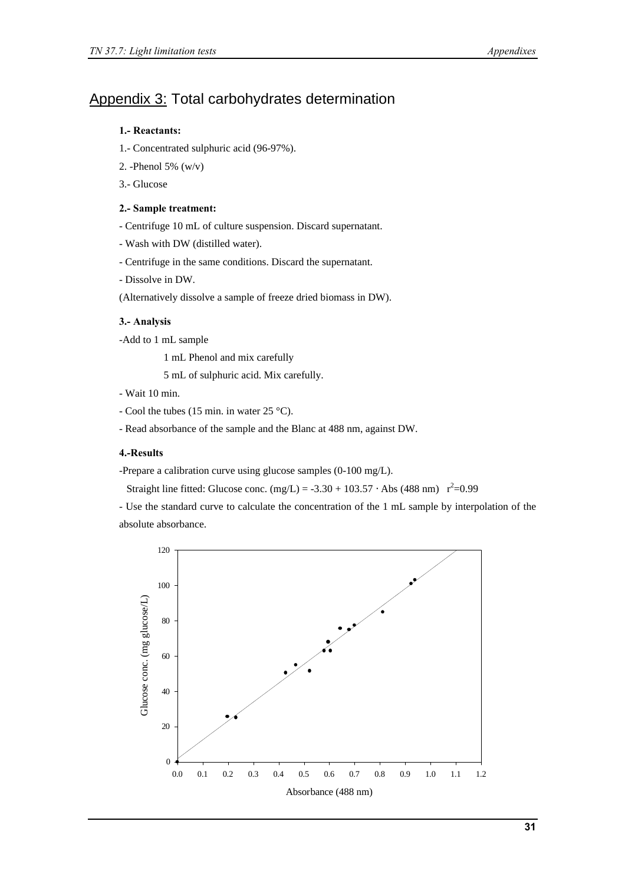# Appendix 3: Total carbohydrates determination

**1.- Reactants:**

1.- Concentrated sulphuric acid (96-97%).

2. -Phenol 5% (w/v)

3.- Glucose

**2.- Sample treatment:**

- Centrifuge 10 mL of culture suspension. Discard supernatant.
- Wash with DW (distilled water).
- Centrifuge in the same conditions. Discard the supernatant.
- Dissolve in DW.

(Alternatively dissolve a sample of freeze dried biomass in DW).

**3.- Analysis**

-Add to 1 mL sample

1 mL Phenol and mix carefully

5 mL of sulphuric acid. Mix carefully.

- Wait 10 min.
- Cool the tubes (15 min. in water 25 °C).
- Read absorbance of the sample and the Blanc at 488 nm, against DW.

**4.-Results**

-Prepare a calibration curve using glucose samples (0-100 mg/L).

Straight line fitted: Glucose conc. (mg/L) = -3.30 + 103.57 · Abs (488 nm) $r^2$=0.99

- Use the standard curve to calculate the concentration of the 1 mL sample by interpolation of the absolute absorbance.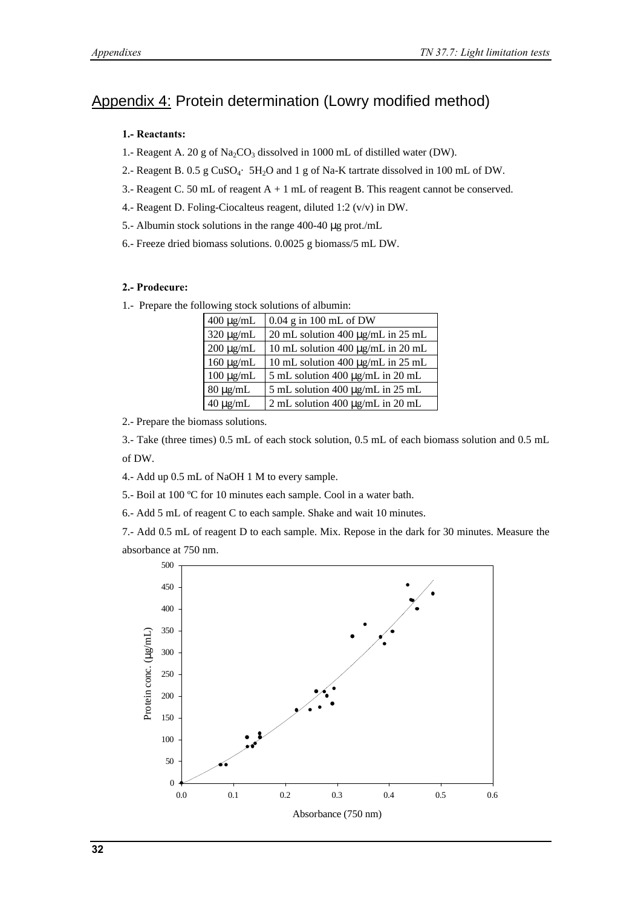## Appendix 4: Protein determination (Lowry modified method)

**1.- Reactants:**

1.- Reagent A. 20 g of $Na_2CO_3$ dissolved in 1000 mL of distilled water (DW).

2.- Reagent B. 0.5 g $CuSO_4 \cdot 5H_2O$ and 1 g of Na-K tartrate dissolved in 100 mL of DW.

3.- Reagent C. 50 mL of reagent A + 1 mL of reagent B. This reagent cannot be conserved.

4.- Reagent D. Foling-Ciocalteus reagent, diluted 1:2 (v/v) in DW.

5.- Albumin stock solutions in the range 400-40 μg prot./mL

6.- Freeze dried biomass solutions. 0.0025 g biomass/5 mL DW.

**2.- Prodecure:**

1.- Prepare the following stock solutions of albumin:

| 400 μg/mL | 0.04 g in 100 mL of DW |
|---|---|
| 320 μg/mL | 20 mL solution 400 μg/mL in 25 mL |
| 200 μg/mL | 10 mL solution 400 μg/mL in 20 mL |
| 160 μg/mL | 10 mL solution 400 μg/mL in 25 mL |
| 100 μg/mL | 5 mL solution 400 μg/mL in 20 mL |
| 80 μg/mL | 5 mL solution 400 μg/mL in 25 mL |
| 40 μg/mL | 2 mL solution 400 μg/mL in 20 mL |

2.- Prepare the biomass solutions.

3.- Take (three times) 0.5 mL of each stock solution, 0.5 mL of each biomass solution and 0.5 mL of DW.

4.- Add up 0.5 mL of NaOH 1 M to every sample.

5.- Boil at 100 ºC for 10 minutes each sample. Cool in a water bath.

6.- Add 5 mL of reagent C to each sample. Shake and wait 10 minutes.

7.- Add 0.5 mL of reagent D to each sample. Mix. Repose in the dark for 30 minutes. Measure the absorbance at 750 nm.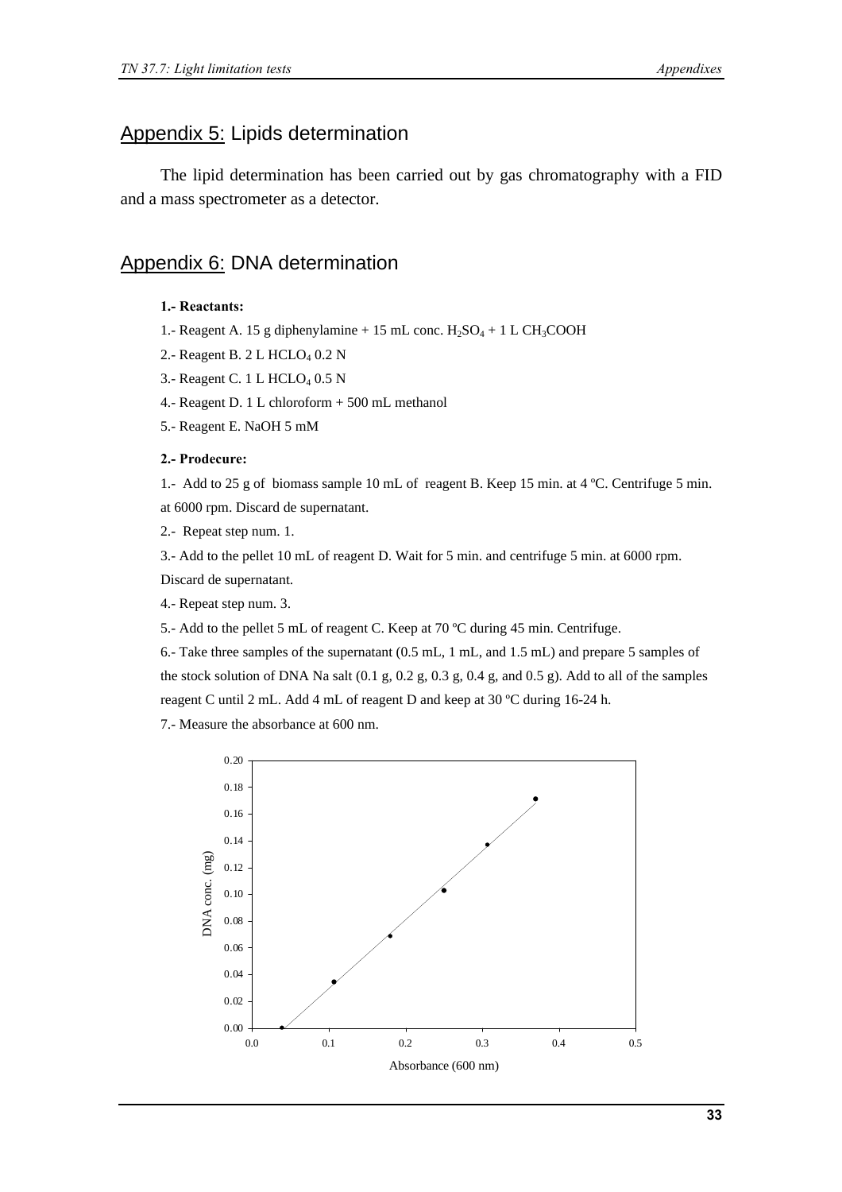## Appendix 5: Lipids determination

The lipid determination has been carried out by gas chromatography with a FID and a mass spectrometer as a detector.

## Appendix 6: DNA determination

**1.- Reactants:**

1.- Reagent A. 15 g diphenylamine + 15 mL conc. $H_2SO_4$ + 1 L $CH_3COOH$

2.- Reagent B. 2 L $HClO_4$ 0.2 N

3.- Reagent C. 1 L $HClO_4$ 0.5 N

4.- Reagent D. 1 L chloroform + 500 mL methanol

5.- Reagent E. NaOH 5 mM

**2.- Prodecure:**

1.- Add to 25 g of biomass sample 10 mL of reagent B. Keep 15 min. at 4 ºC. Centrifuge 5 min. at 6000 rpm. Discard de supernatant.

2.- Repeat step num. 1.

3.- Add to the pellet 10 mL of reagent D. Wait for 5 min. and centrifuge 5 min. at 6000 rpm. Discard de supernatant.

4.- Repeat step num. 3.

5.- Add to the pellet 5 mL of reagent C. Keep at 70 ºC during 45 min. Centrifuge.

6.- Take three samples of the supernatant (0.5 mL, 1 mL, and 1.5 mL) and prepare 5 samples of the stock solution of DNA Na salt (0.1 g, 0.2 g, 0.3 g, 0.4 g, and 0.5 g). Add to all of the samples reagent C until 2 mL. Add 4 mL of reagent D and keep at 30 ºC during 16-24 h.

7.- Measure the absorbance at 600 nm.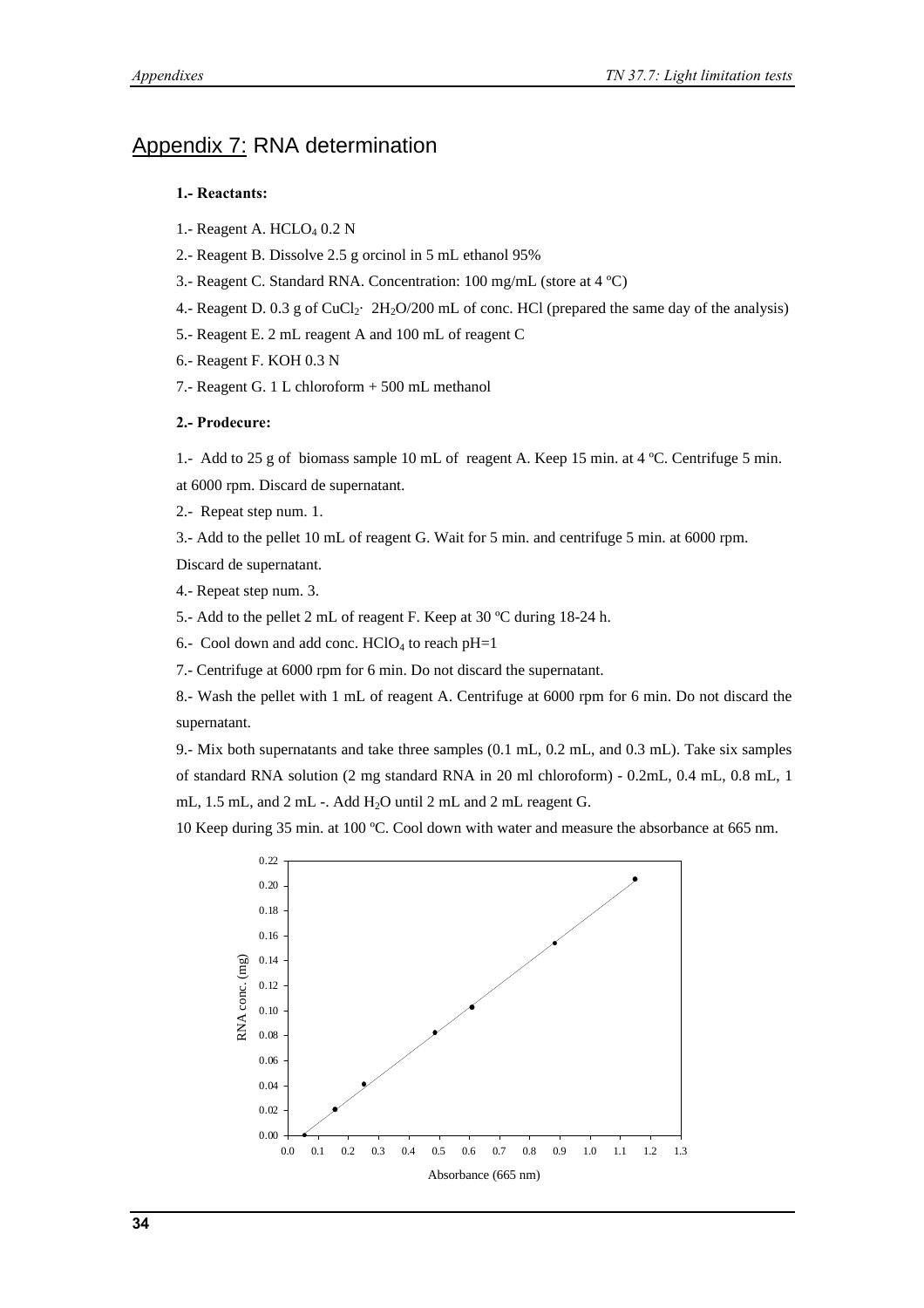# Appendix 7: RNA determination

**1.- Reactants:**

1.- Reagent A. $HCLO_4$ 0.2 N

2.- Reagent B. Dissolve 2.5 g orcinol in 5 mL ethanol 95%

3.- Reagent C. Standard RNA. Concentration: 100 mg/mL (store at 4 ºC)

4.- Reagent D. 0.3 g of $CuCl_2 \cdot 2H_2O$/200 mL of conc. HCl (prepared the same day of the analysis)

5.- Reagent E. 2 mL reagent A and 100 mL of reagent C

6.- Reagent F. KOH 0.3 N

7.- Reagent G. 1 L chloroform + 500 mL methanol

**2.- Prodecure:**

1.- Add to 25 g of biomass sample 10 mL of reagent A. Keep 15 min. at 4 ºC. Centrifuge 5 min. at 6000 rpm. Discard de supernatant.

2.- Repeat step num. 1.

3.- Add to the pellet 10 mL of reagent G. Wait for 5 min. and centrifuge 5 min. at 6000 rpm. Discard de supernatant.

4.- Repeat step num. 3.

5.- Add to the pellet 2 mL of reagent F. Keep at 30 ºC during 18-24 h.

6.- Cool down and add conc. $HClO_4$ to reach pH=1

7.- Centrifuge at 6000 rpm for 6 min. Do not discard the supernatant.

8.- Wash the pellet with 1 mL of reagent A. Centrifuge at 6000 rpm for 6 min. Do not discard the supernatant.

9.- Mix both supernatants and take three samples (0.1 mL, 0.2 mL, and 0.3 mL). Take six samples of standard RNA solution (2 mg standard RNA in 20 ml chloroform) - 0.2mL, 0.4 mL, 0.8 mL, 1 mL, 1.5 mL, and 2 mL -. Add $H_2O$ until 2 mL and 2 mL reagent G.

10 Keep during 35 min. at 100 ºC. Cool down with water and measure the absorbance at 665 nm.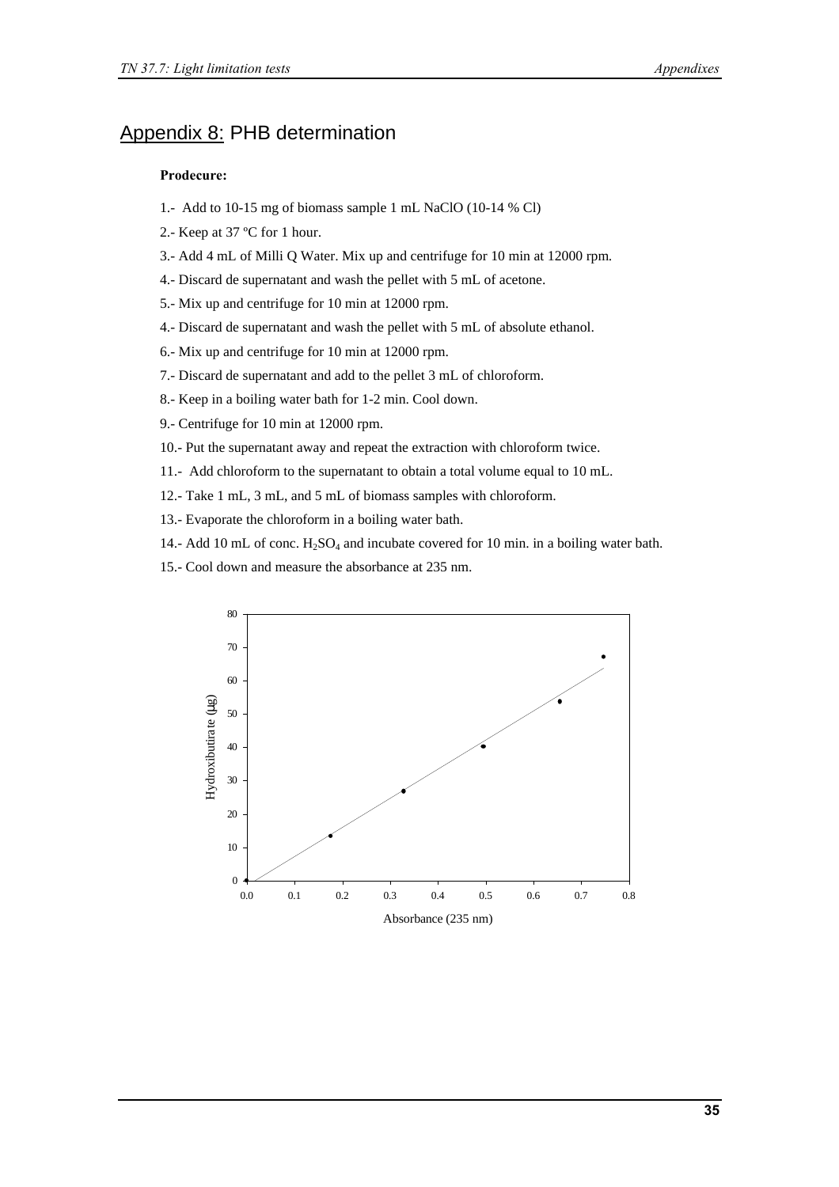## Appendix 8: PHB determination

**Prodecure:**

1.- Add to 10-15 mg of biomass sample 1 mL NaClO (10-14 % Cl)

2.- Keep at 37 ºC for 1 hour.

3.- Add 4 mL of Milli Q Water. Mix up and centrifuge for 10 min at 12000 rpm.

4.- Discard de supernatant and wash the pellet with 5 mL of acetone.

5.- Mix up and centrifuge for 10 min at 12000 rpm.

4.- Discard de supernatant and wash the pellet with 5 mL of absolute ethanol.

6.- Mix up and centrifuge for 10 min at 12000 rpm.

7.- Discard de supernatant and add to the pellet 3 mL of chloroform.

8.- Keep in a boiling water bath for 1-2 min. Cool down.

9.- Centrifuge for 10 min at 12000 rpm.

10.- Put the supernatant away and repeat the extraction with chloroform twice.

11.- Add chloroform to the supernatant to obtain a total volume equal to 10 mL.

12.- Take 1 mL, 3 mL, and 5 mL of biomass samples with chloroform.

13.- Evaporate the chloroform in a boiling water bath.

14.- Add 10 mL of conc. $H_2SO_4$ and incubate covered for 10 min. in a boiling water bath.

15.- Cool down and measure the absorbance at 235 nm.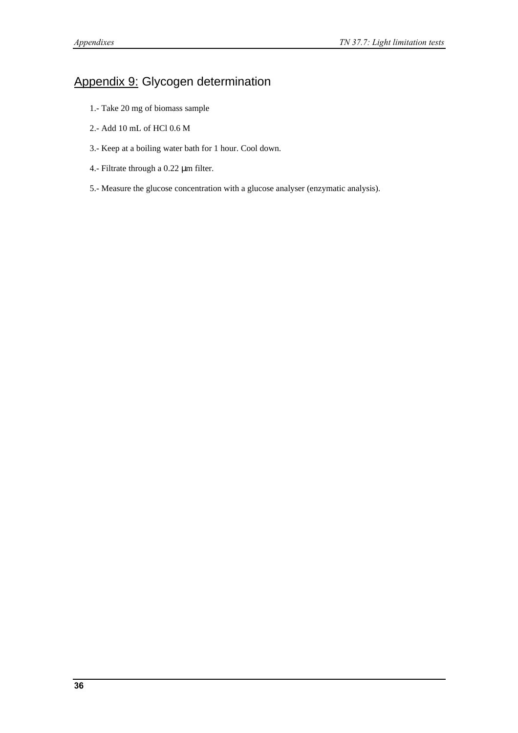## Appendix 9: Glycogen determination

1.- Take 20 mg of biomass sample

2.- Add 10 mL of HCl 0.6 M

3.- Keep at a boiling water bath for 1 hour. Cool down.

4.- Filtrate through a 0.22 μm filter.

5.- Measure the glucose concentration with a glucose analyser (enzymatic analysis).